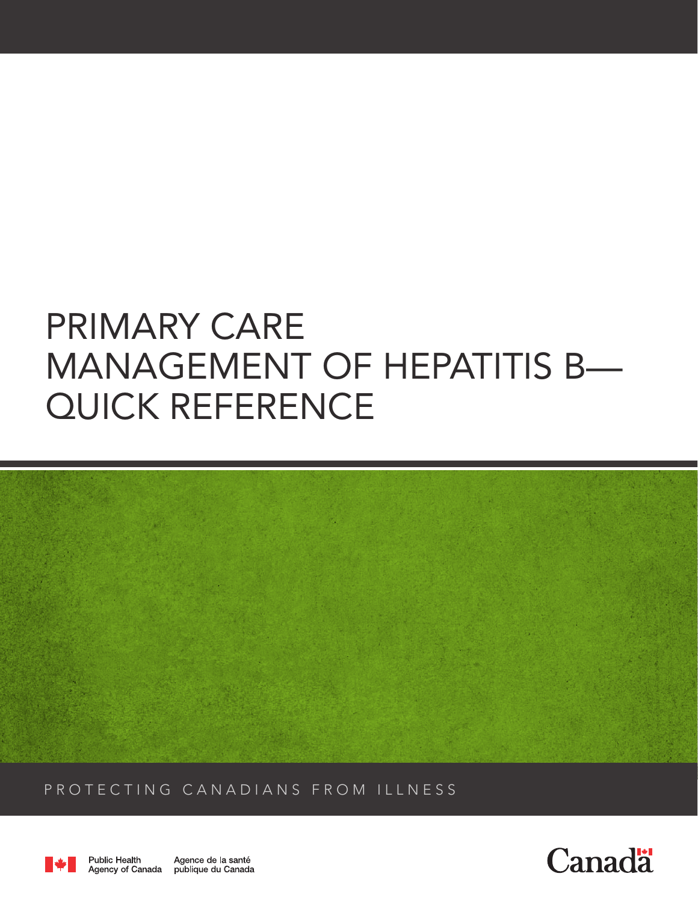# PRIMARY CARE MANAGEMENT OF HEPATITIS B— QUICK REFERENCE

PROTECTING CANADIANS FROM ILLNESS

Public Health Agency of Canada    Agence de la santé publique du Canada

Canada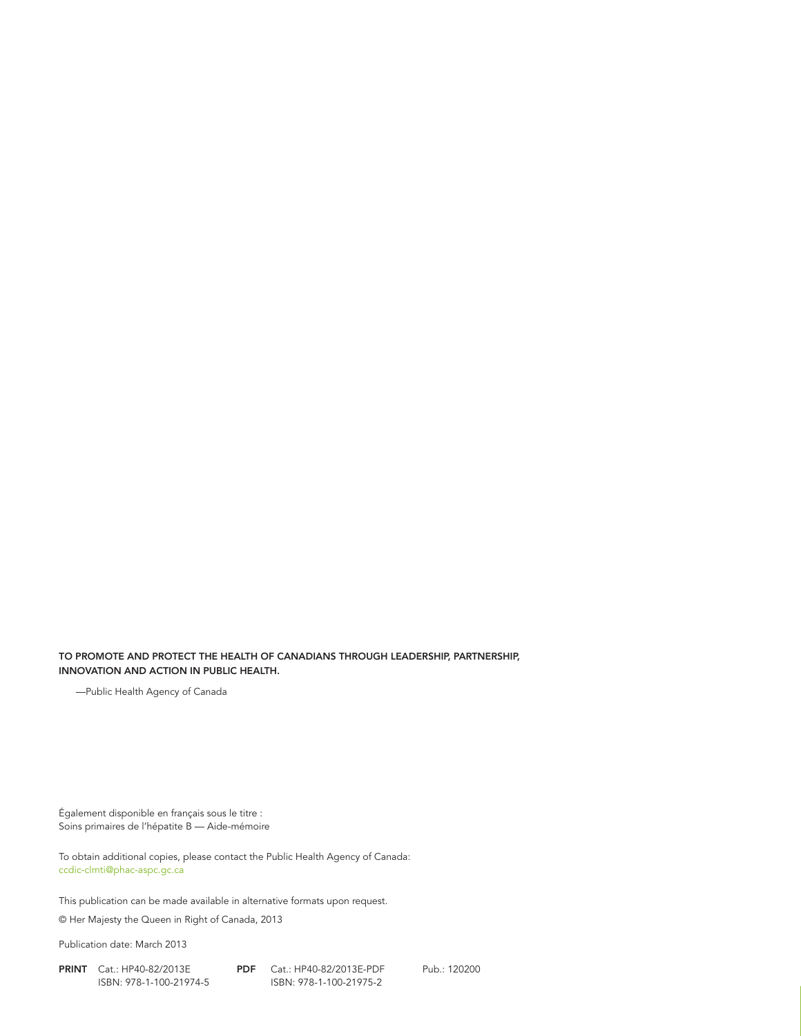**TO PROMOTE AND PROTECT THE HEALTH OF CANADIANS THROUGH LEADERSHIP, PARTNERSHIP, INNOVATION AND ACTION IN PUBLIC HEALTH.**

—Public Health Agency of Canada

Également disponible en français sous le titre :
Soins primaires de l'hépatite B — Aide-mémoire

To obtain additional copies, please contact the Public Health Agency of Canada:
ccdic-clmti@phac-aspc.gc.ca

This publication can be made available in alternative formats upon request.

© Her Majesty the Queen in Right of Canada, 2013

Publication date: March 2013

**PRINT** Cat.: HP40-82/2013E
ISBN: 978-1-100-21974-5

**PDF** Cat.: HP40-82/2013E-PDF
ISBN: 978-1-100-21975-2

Pub.: 120200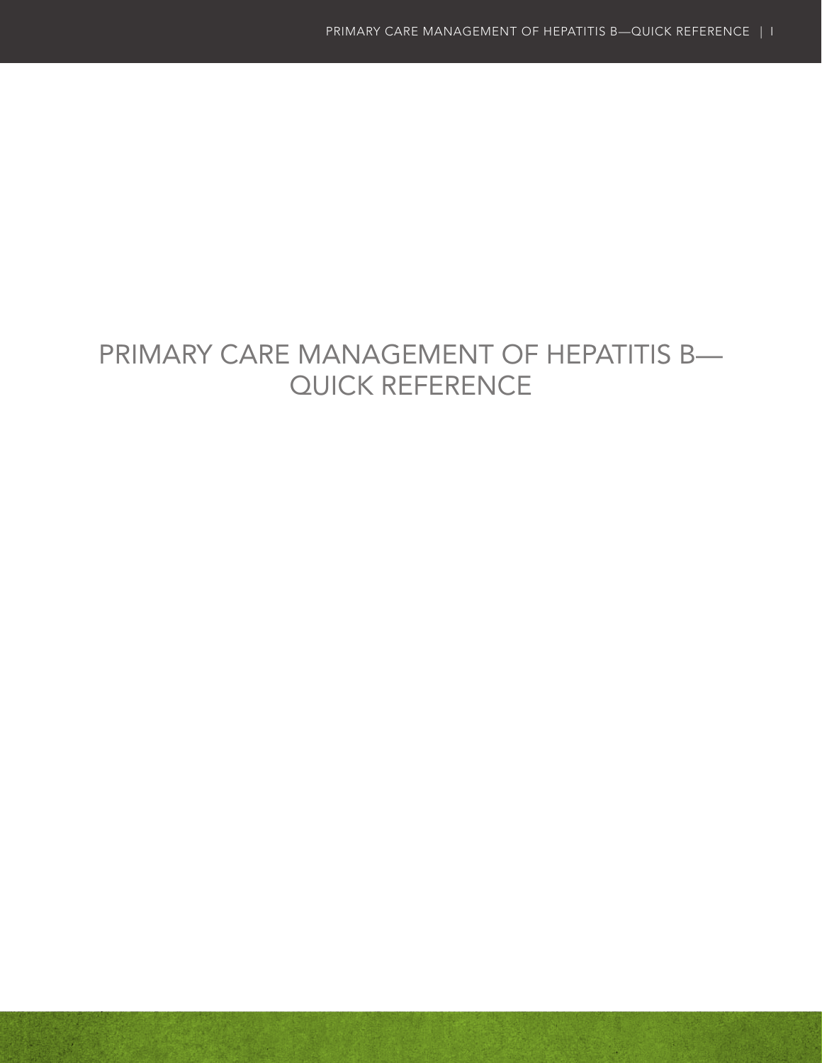# PRIMARY CARE MANAGEMENT OF HEPATITIS B—QUICK REFERENCE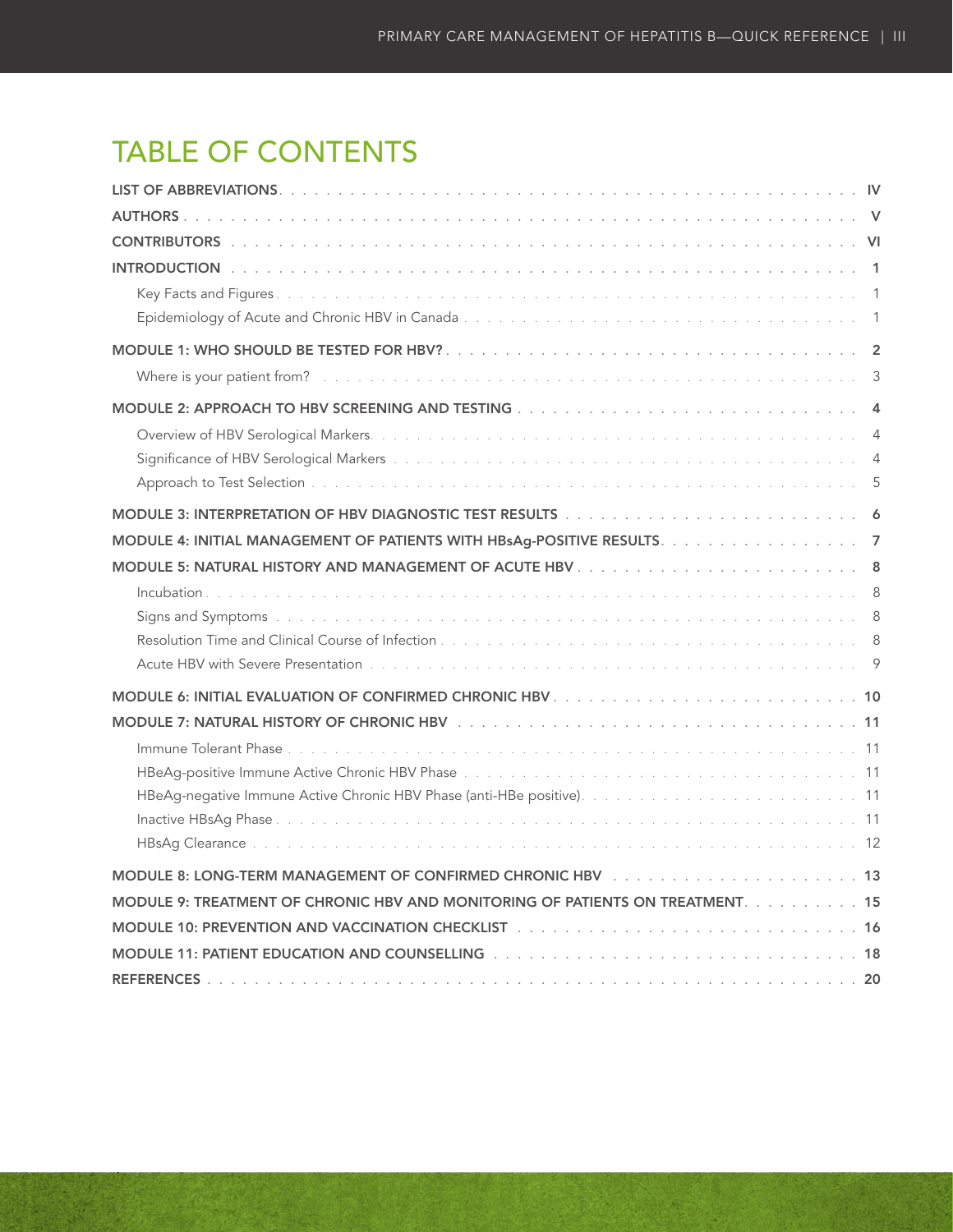# TABLE OF CONTENTS

**LIST OF ABBREVIATIONS** . . . . . IV

**AUTHORS** . . . . . V

**CONTRIBUTORS** . . . . . VI

**INTRODUCTION** . . . . . 1

- Key Facts and Figures . . . . . 1
- Epidemiology of Acute and Chronic HBV in Canada . . . . . 1

**MODULE 1: WHO SHOULD BE TESTED FOR HBV?** . . . . . 2

- Where is your patient from? . . . . . 3

**MODULE 2: APPROACH TO HBV SCREENING AND TESTING** . . . . . 4

- Overview of HBV Serological Markers . . . . . 4
- Significance of HBV Serological Markers . . . . . 4
- Approach to Test Selection . . . . . 5

**MODULE 3: INTERPRETATION OF HBV DIAGNOSTIC TEST RESULTS** . . . . . 6

**MODULE 4: INITIAL MANAGEMENT OF PATIENTS WITH HBsAg-POSITIVE RESULTS** . . . . . 7

**MODULE 5: NATURAL HISTORY AND MANAGEMENT OF ACUTE HBV** . . . . . 8

- Incubation . . . . . 8
- Signs and Symptoms . . . . . 8
- Resolution Time and Clinical Course of Infection . . . . . 8
- Acute HBV with Severe Presentation . . . . . 9

**MODULE 6: INITIAL EVALUATION OF CONFIRMED CHRONIC HBV** . . . . . 10

**MODULE 7: NATURAL HISTORY OF CHRONIC HBV** . . . . . 11

- Immune Tolerant Phase . . . . . 11
- HBeAg-positive Immune Active Chronic HBV Phase . . . . . 11
- HBeAg-negative Immune Active Chronic HBV Phase (anti-HBe positive) . . . . . 11
- Inactive HBsAg Phase . . . . . 11
- HBsAg Clearance . . . . . 12

**MODULE 8: LONG-TERM MANAGEMENT OF CONFIRMED CHRONIC HBV** . . . . . 13

**MODULE 9: TREATMENT OF CHRONIC HBV AND MONITORING OF PATIENTS ON TREATMENT** . . . . . 15

**MODULE 10: PREVENTION AND VACCINATION CHECKLIST** . . . . . 16

**MODULE 11: PATIENT EDUCATION AND COUNSELLING** . . . . . 18

**REFERENCES** . . . . . 20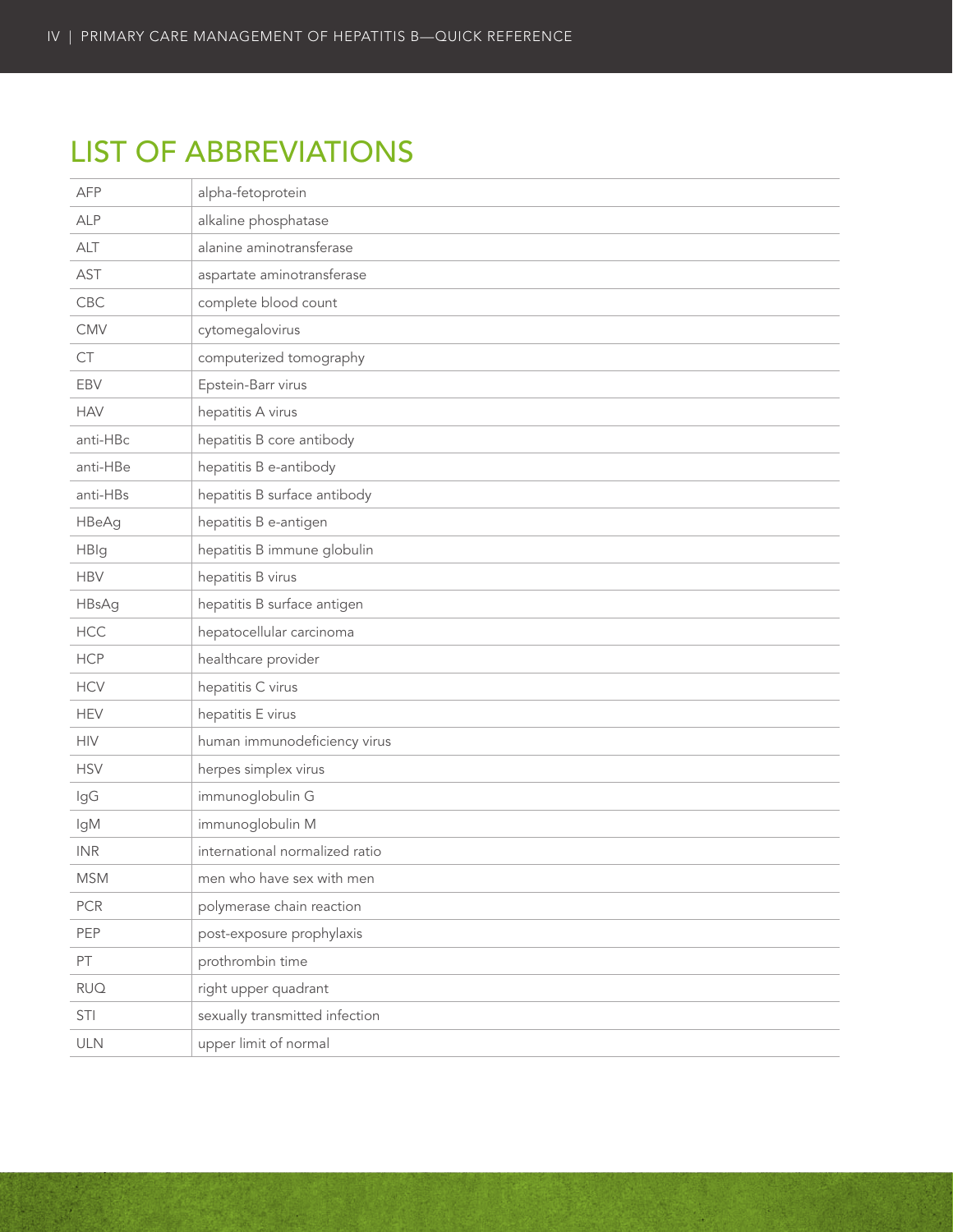# LIST OF ABBREVIATIONS

| | |
|---|---|
| AFP | alpha-fetoprotein |
| ALP | alkaline phosphatase |
| ALT | alanine aminotransferase |
| AST | aspartate aminotransferase |
| CBC | complete blood count |
| CMV | cytomegalovirus |
| CT | computerized tomography |
| EBV | Epstein-Barr virus |
| HAV | hepatitis A virus |
| anti-HBc | hepatitis B core antibody |
| anti-HBe | hepatitis B e-antibody |
| anti-HBs | hepatitis B surface antibody |
| HBeAg | hepatitis B e-antigen |
| HBIg | hepatitis B immune globulin |
| HBV | hepatitis B virus |
| HBsAg | hepatitis B surface antigen |
| HCC | hepatocellular carcinoma |
| HCP | healthcare provider |
| HCV | hepatitis C virus |
| HEV | hepatitis E virus |
| HIV | human immunodeficiency virus |
| HSV | herpes simplex virus |
| IgG | immunoglobulin G |
| IgM | immunoglobulin M |
| INR | international normalized ratio |
| MSM | men who have sex with men |
| PCR | polymerase chain reaction |
| PEP | post-exposure prophylaxis |
| PT | prothrombin time |
| RUQ | right upper quadrant |
| STI | sexually transmitted infection |
| ULN | upper limit of normal |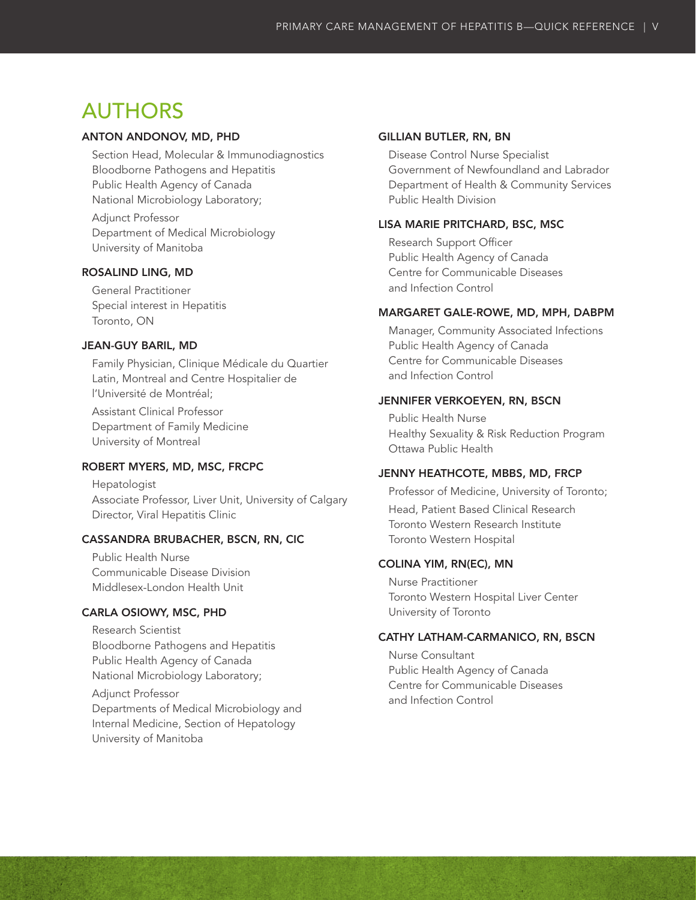# AUTHORS

### ANTON ANDONOV, MD, PHD

Section Head, Molecular & Immunodiagnostics
Bloodborne Pathogens and Hepatitis
Public Health Agency of Canada
National Microbiology Laboratory;

Adjunct Professor
Department of Medical Microbiology
University of Manitoba

### ROSALIND LING, MD

General Practitioner
Special interest in Hepatitis
Toronto, ON

### JEAN-GUY BARIL, MD

Family Physician, Clinique Médicale du Quartier Latin, Montreal and Centre Hospitalier de l'Université de Montréal;

Assistant Clinical Professor
Department of Family Medicine
University of Montreal

### ROBERT MYERS, MD, MSC, FRCPC

Hepatologist
Associate Professor, Liver Unit, University of Calgary
Director, Viral Hepatitis Clinic

### CASSANDRA BRUBACHER, BSCN, RN, CIC

Public Health Nurse
Communicable Disease Division
Middlesex-London Health Unit

### CARLA OSIOWY, MSC, PHD

Research Scientist
Bloodborne Pathogens and Hepatitis
Public Health Agency of Canada
National Microbiology Laboratory;

Adjunct Professor
Departments of Medical Microbiology and Internal Medicine, Section of Hepatology
University of Manitoba

### GILLIAN BUTLER, RN, BN

Disease Control Nurse Specialist
Government of Newfoundland and Labrador
Department of Health & Community Services
Public Health Division

### LISA MARIE PRITCHARD, BSC, MSC

Research Support Officer
Public Health Agency of Canada
Centre for Communicable Diseases and Infection Control

### MARGARET GALE-ROWE, MD, MPH, DABPM

Manager, Community Associated Infections
Public Health Agency of Canada
Centre for Communicable Diseases and Infection Control

### JENNIFER VERKOEYEN, RN, BSCN

Public Health Nurse
Healthy Sexuality & Risk Reduction Program
Ottawa Public Health

### JENNY HEATHCOTE, MBBS, MD, FRCP

Professor of Medicine, University of Toronto;

Head, Patient Based Clinical Research
Toronto Western Research Institute
Toronto Western Hospital

### COLINA YIM, RN(EC), MN

Nurse Practitioner
Toronto Western Hospital Liver Center
University of Toronto

### CATHY LATHAM-CARMANICO, RN, BSCN

Nurse Consultant
Public Health Agency of Canada
Centre for Communicable Diseases and Infection Control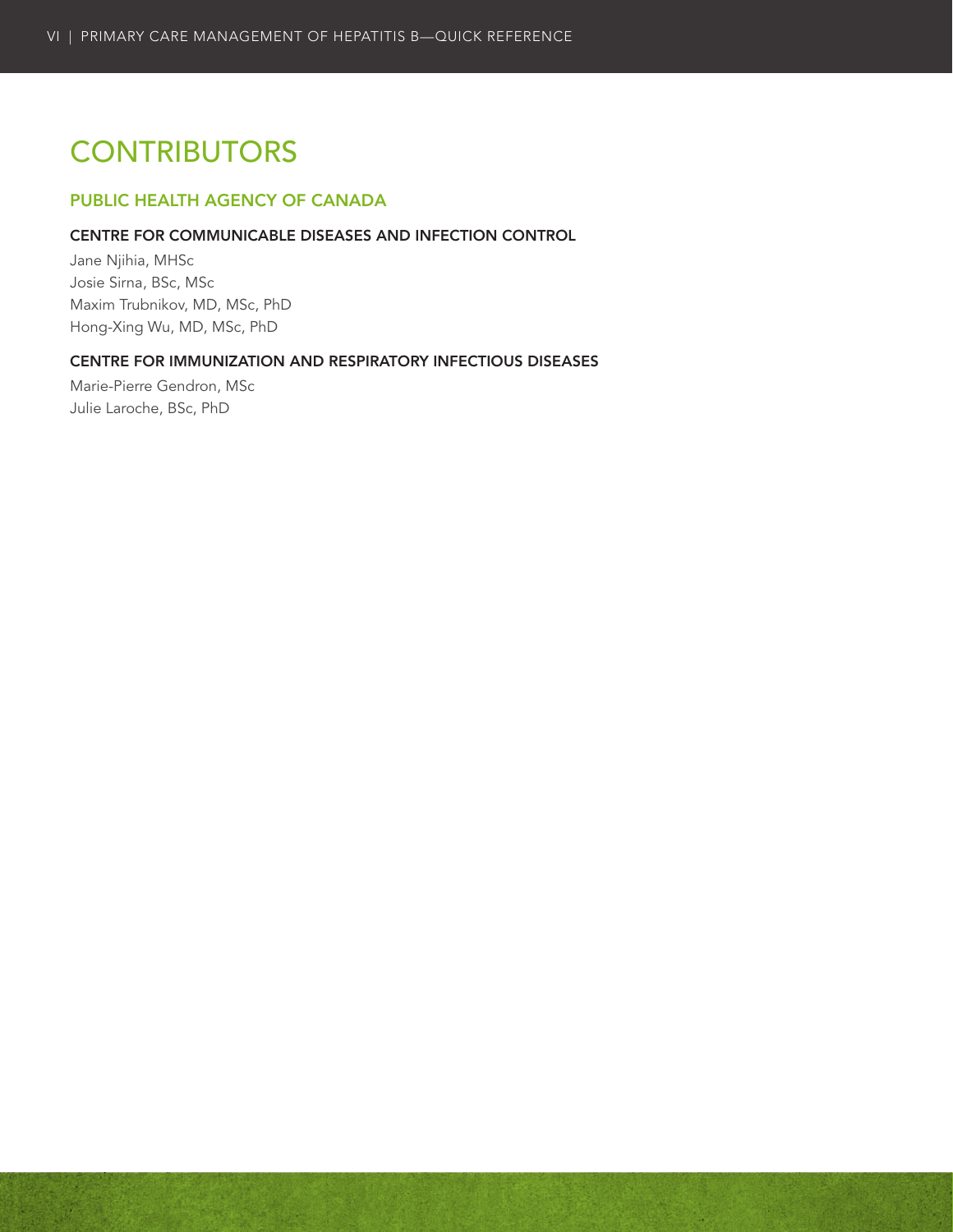# CONTRIBUTORS

## PUBLIC HEALTH AGENCY OF CANADA

### CENTRE FOR COMMUNICABLE DISEASES AND INFECTION CONTROL

Jane Njihia, MHSc
Josie Sirna, BSc, MSc
Maxim Trubnikov, MD, MSc, PhD
Hong-Xing Wu, MD, MSc, PhD

### CENTRE FOR IMMUNIZATION AND RESPIRATORY INFECTIOUS DISEASES

Marie-Pierre Gendron, MSc
Julie Laroche, BSc, PhD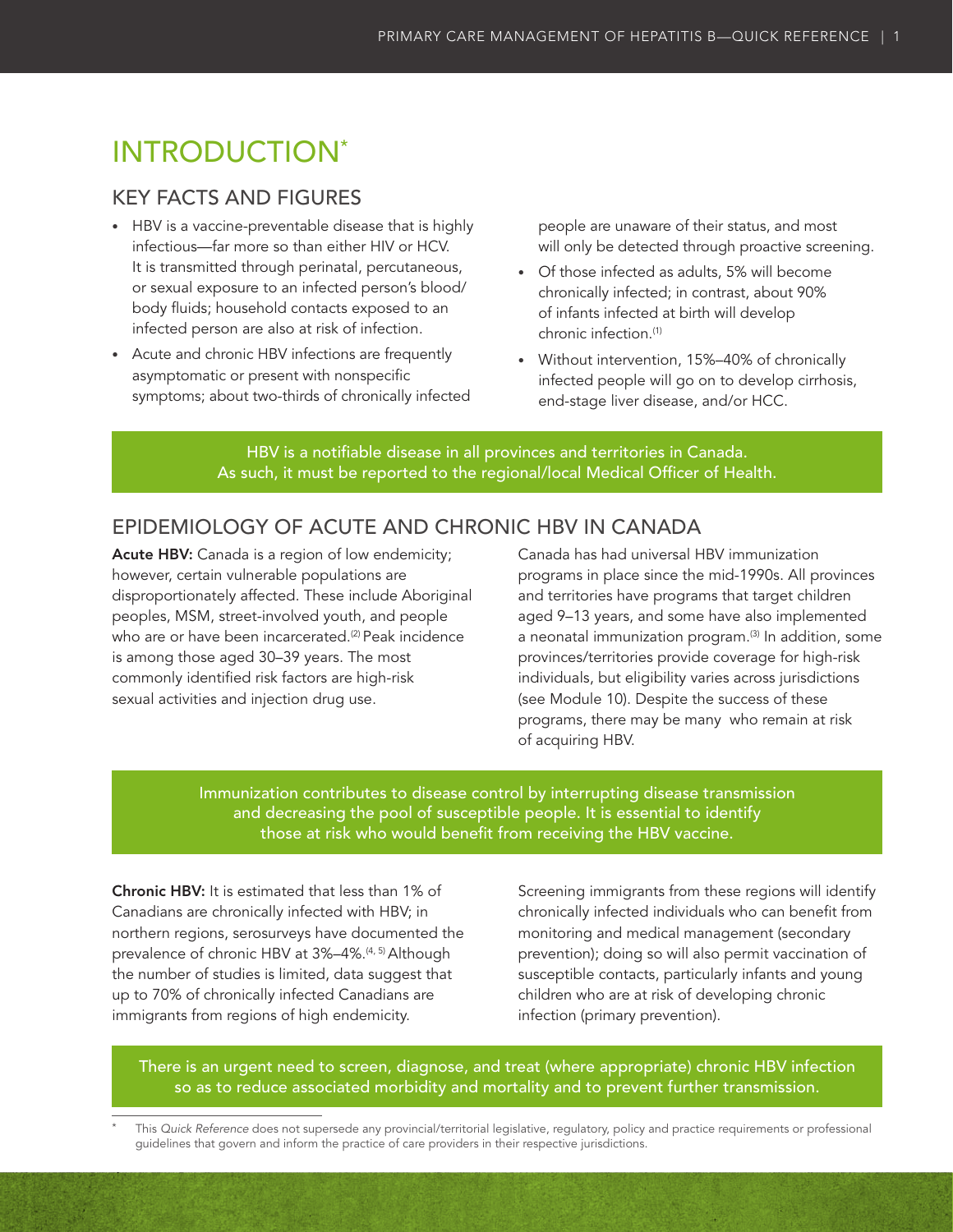# INTRODUCTION*

## KEY FACTS AND FIGURES

- HBV is a vaccine-preventable disease that is highly infectious—far more so than either HIV or HCV. It is transmitted through perinatal, percutaneous, or sexual exposure to an infected person's blood/body fluids; household contacts exposed to an infected person are also at risk of infection.
- Acute and chronic HBV infections are frequently asymptomatic or present with nonspecific symptoms; about two-thirds of chronically infected people are unaware of their status, and most will only be detected through proactive screening.
- Of those infected as adults, 5% will become chronically infected; in contrast, about 90% of infants infected at birth will develop chronic infection.[1]
- Without intervention, 15%–40% of chronically infected people will go on to develop cirrhosis, end-stage liver disease, and/or HCC.

HBV is a notifiable disease in all provinces and territories in Canada. As such, it must be reported to the regional/local Medical Officer of Health.

## EPIDEMIOLOGY OF ACUTE AND CHRONIC HBV IN CANADA

**Acute HBV:** Canada is a region of low endemicity; however, certain vulnerable populations are disproportionately affected. These include Aboriginal peoples, MSM, street-involved youth, and people who are or have been incarcerated.[2] Peak incidence is among those aged 30–39 years. The most commonly identified risk factors are high-risk sexual activities and injection drug use.

Canada has had universal HBV immunization programs in place since the mid-1990s. All provinces and territories have programs that target children aged 9–13 years, and some have also implemented a neonatal immunization program.[3] In addition, some provinces/territories provide coverage for high-risk individuals, but eligibility varies across jurisdictions (see Module 10). Despite the success of these programs, there may be many who remain at risk of acquiring HBV.

Immunization contributes to disease control by interrupting disease transmission and decreasing the pool of susceptible people. It is essential to identify those at risk who would benefit from receiving the HBV vaccine.

**Chronic HBV:** It is estimated that less than 1% of Canadians are chronically infected with HBV; in northern regions, serosurveys have documented the prevalence of chronic HBV at 3%–4%.[4, 5] Although the number of studies is limited, data suggest that up to 70% of chronically infected Canadians are immigrants from regions of high endemicity.

Screening immigrants from these regions will identify chronically infected individuals who can benefit from monitoring and medical management (secondary prevention); doing so will also permit vaccination of susceptible contacts, particularly infants and young children who are at risk of developing chronic infection (primary prevention).

There is an urgent need to screen, diagnose, and treat (where appropriate) chronic HBV infection so as to reduce associated morbidity and mortality and to prevent further transmission.

\* This *Quick Reference* does not supersede any provincial/territorial legislative, regulatory, policy and practice requirements or professional guidelines that govern and inform the practice of care providers in their respective jurisdictions.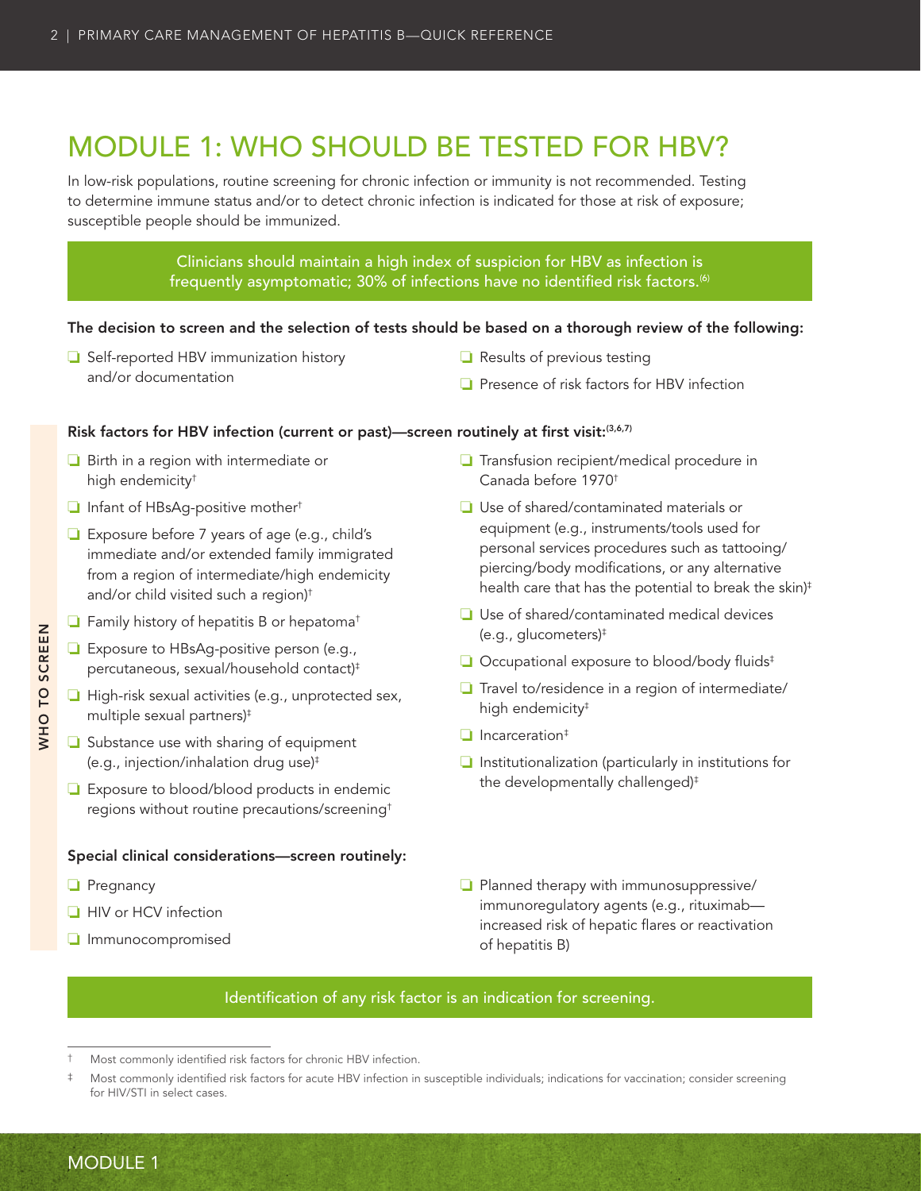# MODULE 1: WHO SHOULD BE TESTED FOR HBV?

In low-risk populations, routine screening for chronic infection or immunity is not recommended. Testing to determine immune status and/or to detect chronic infection is indicated for those at risk of exposure; susceptible people should be immunized.

> Clinicians should maintain a high index of suspicion for HBV as infection is frequently asymptomatic; 30% of infections have no identified risk factors.[6]

**The decision to screen and the selection of tests should be based on a thorough review of the following:**

- ❑ Self-reported HBV immunization history and/or documentation
- ❑ Results of previous testing
- ❑ Presence of risk factors for HBV infection

**Risk factors for HBV infection (current or past)—screen routinely at first visit:**[3,6,7]

- ❑ Birth in a region with intermediate or high endemicity†
- ❑ Infant of HBsAg-positive mother†
- ❑ Exposure before 7 years of age (e.g., child's immediate and/or extended family immigrated from a region of intermediate/high endemicity and/or child visited such a region)†
- ❑ Family history of hepatitis B or hepatoma†
- ❑ Exposure to HBsAg-positive person (e.g., percutaneous, sexual/household contact)‡
- ❑ High-risk sexual activities (e.g., unprotected sex, multiple sexual partners)‡
- ❑ Substance use with sharing of equipment (e.g., injection/inhalation drug use)‡
- ❑ Exposure to blood/blood products in endemic regions without routine precautions/screening†
- ❑ Transfusion recipient/medical procedure in Canada before 1970†
- ❑ Use of shared/contaminated materials or equipment (e.g., instruments/tools used for personal services procedures such as tattooing/piercing/body modifications, or any alternative health care that has the potential to break the skin)‡
- ❑ Use of shared/contaminated medical devices (e.g., glucometers)‡
- ❑ Occupational exposure to blood/body fluids‡
- ❑ Travel to/residence in a region of intermediate/high endemicity‡
- ❑ Incarceration‡
- ❑ Institutionalization (particularly in institutions for the developmentally challenged)‡

**Special clinical considerations—screen routinely:**

- ❑ Pregnancy
- ❑ HIV or HCV infection
- ❑ Immunocompromised
- ❑ Planned therapy with immunosuppressive/immunoregulatory agents (e.g., rituximab—increased risk of hepatic flares or reactivation of hepatitis B)

> Identification of any risk factor is an indication for screening.

† Most commonly identified risk factors for chronic HBV infection.

‡ Most commonly identified risk factors for acute HBV infection in susceptible individuals; indications for vaccination; consider screening for HIV/STI in select cases.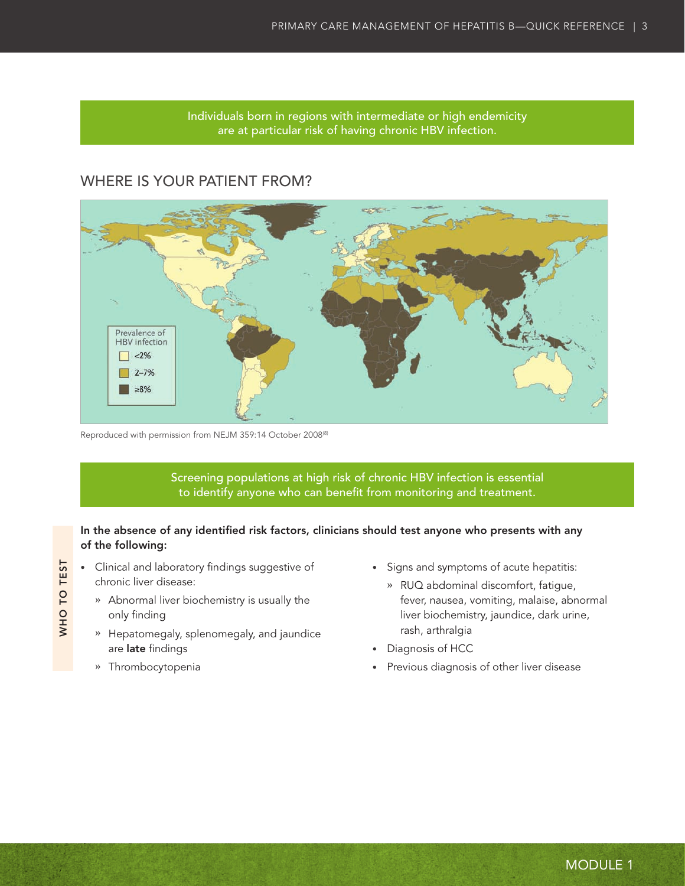Individuals born in regions with intermediate or high endemicity are at particular risk of having chronic HBV infection.

## WHERE IS YOUR PATIENT FROM?

Prevalence of HBV infection

- <2%
- 2–7%
- ≥8%

Reproduced with permission from NEJM 359:14 October 2008[8]

Screening populations at high risk of chronic HBV infection is essential to identify anyone who can benefit from monitoring and treatment.

WHO TO TEST

**In the absence of any identified risk factors, clinicians should test anyone who presents with any of the following:**

- Clinical and laboratory findings suggestive of chronic liver disease:
  - Abnormal liver biochemistry is usually the only finding
  - Hepatomegaly, splenomegaly, and jaundice are **late** findings
  - Thrombocytopenia
- Signs and symptoms of acute hepatitis:
  - RUQ abdominal discomfort, fatigue, fever, nausea, vomiting, malaise, abnormal liver biochemistry, jaundice, dark urine, rash, arthralgia
- Diagnosis of HCC
- Previous diagnosis of other liver disease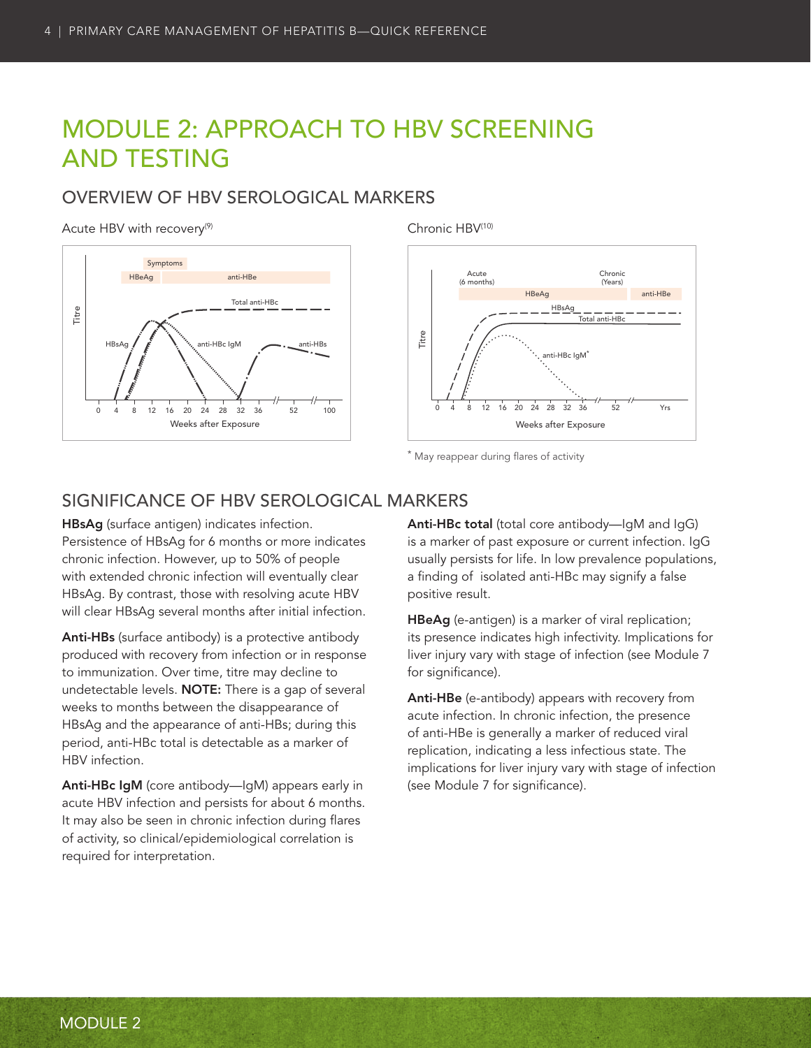# MODULE 2: APPROACH TO HBV SCREENING AND TESTING

## OVERVIEW OF HBV SEROLOGICAL MARKERS

Acute HBV with recovery[9]

Chronic HBV[10]

* May reappear during flares of activity

## SIGNIFICANCE OF HBV SEROLOGICAL MARKERS

**HBsAg** (surface antigen) indicates infection. Persistence of HBsAg for 6 months or more indicates chronic infection. However, up to 50% of people with extended chronic infection will eventually clear HBsAg. By contrast, those with resolving acute HBV will clear HBsAg several months after initial infection.

**Anti-HBs** (surface antibody) is a protective antibody produced with recovery from infection or in response to immunization. Over time, titre may decline to undetectable levels. **NOTE:** There is a gap of several weeks to months between the disappearance of HBsAg and the appearance of anti-HBs; during this period, anti-HBc total is detectable as a marker of HBV infection.

**Anti-HBc IgM** (core antibody—IgM) appears early in acute HBV infection and persists for about 6 months. It may also be seen in chronic infection during flares of activity, so clinical/epidemiological correlation is required for interpretation.

**Anti-HBc total** (total core antibody—IgM and IgG) is a marker of past exposure or current infection. IgG usually persists for life. In low prevalence populations, a finding of isolated anti-HBc may signify a false positive result.

**HBeAg** (e-antigen) is a marker of viral replication; its presence indicates high infectivity. Implications for liver injury vary with stage of infection (see Module 7 for significance).

**Anti-HBe** (e-antibody) appears with recovery from acute infection. In chronic infection, the presence of anti-HBe is generally a marker of reduced viral replication, indicating a less infectious state. The implications for liver injury vary with stage of infection (see Module 7 for significance).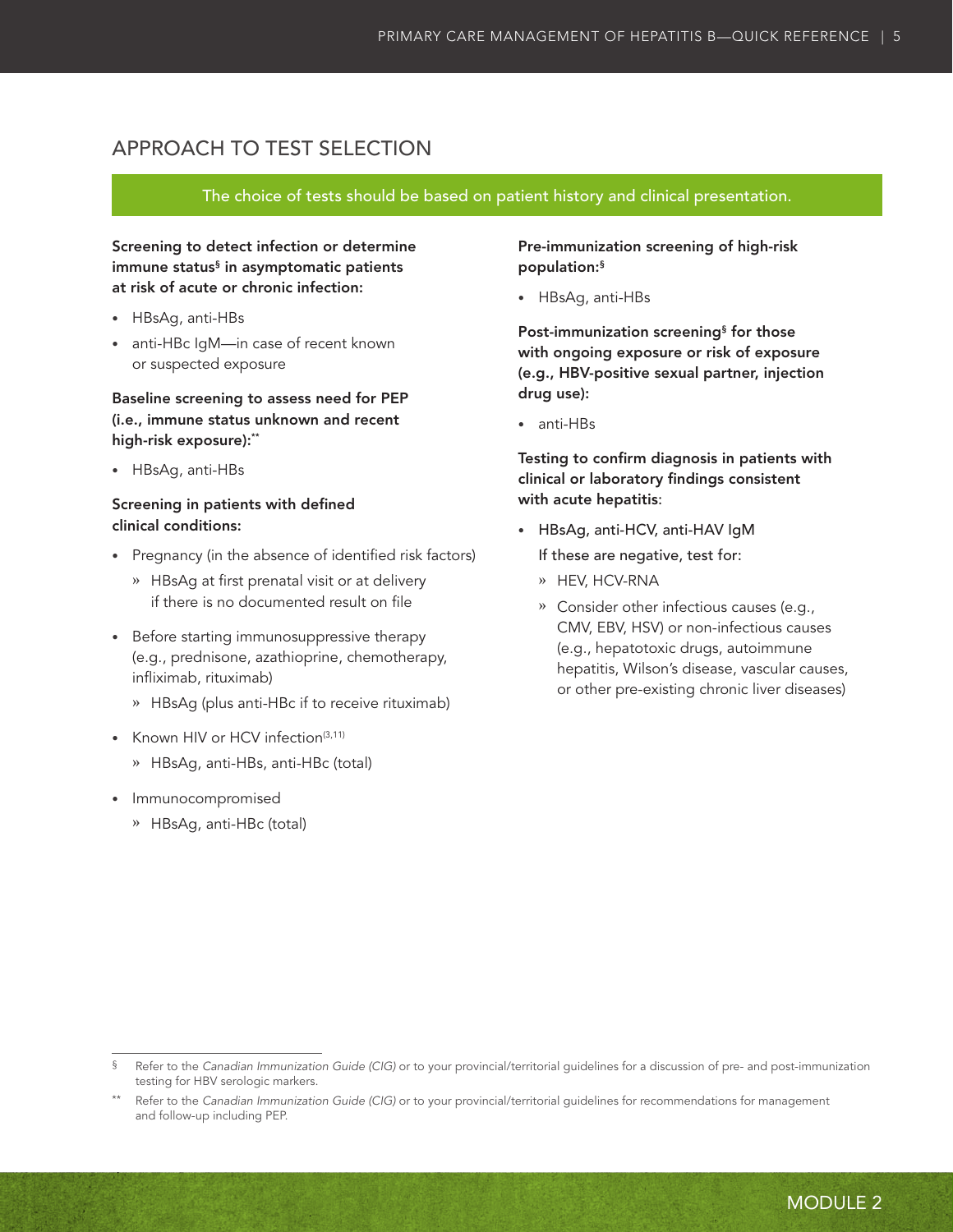## APPROACH TO TEST SELECTION

The choice of tests should be based on patient history and clinical presentation.

**Screening to detect infection or determine immune status§ in asymptomatic patients at risk of acute or chronic infection:**

- HBsAg, anti-HBs
- anti-HBc IgM—in case of recent known or suspected exposure

**Baseline screening to assess need for PEP (i.e., immune status unknown and recent high-risk exposure):\*\***

- HBsAg, anti-HBs

**Screening in patients with defined clinical conditions:**

- Pregnancy (in the absence of identified risk factors)
  - HBsAg at first prenatal visit or at delivery if there is no documented result on file
- Before starting immunosuppressive therapy (e.g., prednisone, azathioprine, chemotherapy, infliximab, rituximab)
  - HBsAg (plus anti-HBc if to receive rituximab)
- Known HIV or HCV infection[3,11]
  - HBsAg, anti-HBs, anti-HBc (total)
- Immunocompromised
  - HBsAg, anti-HBc (total)

**Pre-immunization screening of high-risk population:§**

- HBsAg, anti-HBs

**Post-immunization screening§ for those with ongoing exposure or risk of exposure (e.g., HBV-positive sexual partner, injection drug use):**

- anti-HBs

**Testing to confirm diagnosis in patients with clinical or laboratory findings consistent with acute hepatitis:**

- HBsAg, anti-HCV, anti-HAV IgM

  If these are negative, test for:
  - HEV, HCV-RNA
  - Consider other infectious causes (e.g., CMV, EBV, HSV) or non-infectious causes (e.g., hepatotoxic drugs, autoimmune hepatitis, Wilson's disease, vascular causes, or other pre-existing chronic liver diseases)

---

§ Refer to the *Canadian Immunization Guide (CIG)* or to your provincial/territorial guidelines for a discussion of pre- and post-immunization testing for HBV serologic markers.

\*\* Refer to the *Canadian Immunization Guide (CIG)* or to your provincial/territorial guidelines for recommendations for management and follow-up including PEP.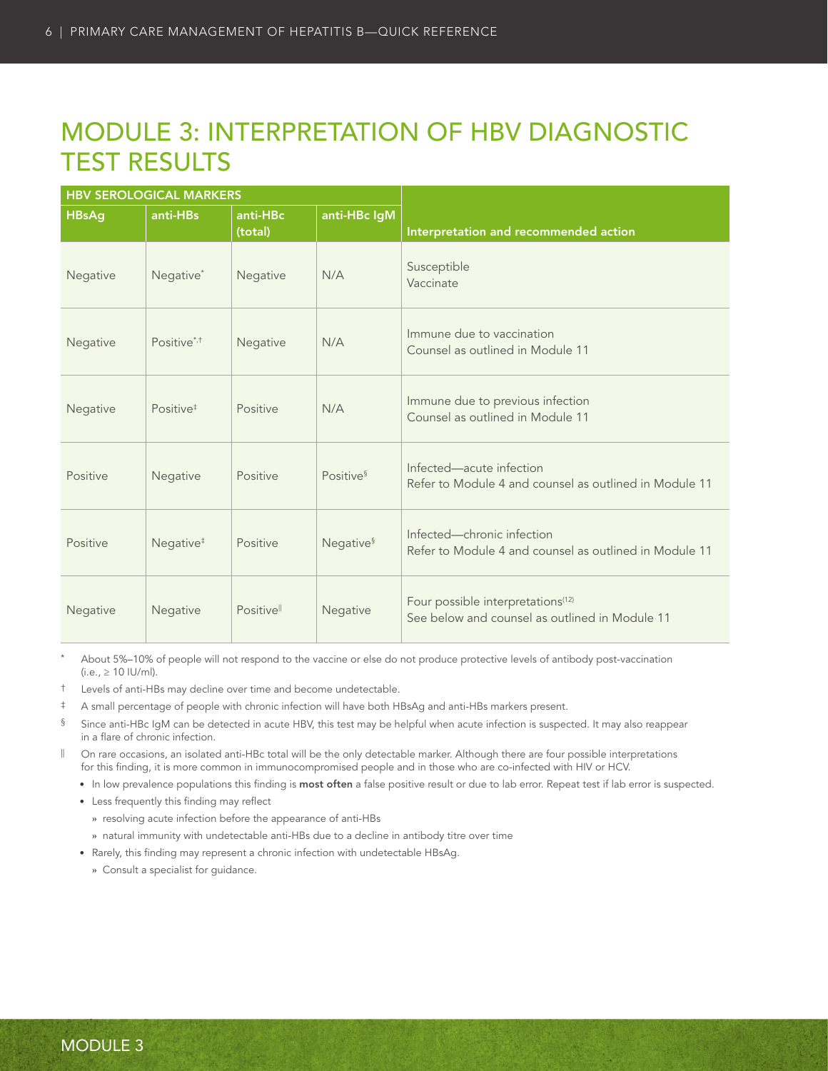# MODULE 3: INTERPRETATION OF HBV DIAGNOSTIC TEST RESULTS

| HBV SEROLOGICAL MARKERS | | | | |
|---|---|---|---|---|
| **HBsAg** | **anti-HBs** | **anti-HBc (total)** | **anti-HBc IgM** | **Interpretation and recommended action** |
| Negative | Negative* | Negative | N/A | Susceptible<br>Vaccinate |
| Negative | Positive*,† | Negative | N/A | Immune due to vaccination<br>Counsel as outlined in Module 11 |
| Negative | Positive‡ | Positive | N/A | Immune due to previous infection<br>Counsel as outlined in Module 11 |
| Positive | Negative | Positive | Positive§ | Infected—acute infection<br>Refer to Module 4 and counsel as outlined in Module 11 |
| Positive | Negative‡ | Positive | Negative§ | Infected—chronic infection<br>Refer to Module 4 and counsel as outlined in Module 11 |
| Negative | Negative | Positive‖ | Negative | Four possible interpretations[12]<br>See below and counsel as outlined in Module 11 |

\* About 5%–10% of people will not respond to the vaccine or else do not produce protective levels of antibody post-vaccination (i.e., ≥ 10 IU/ml).

† Levels of anti-HBs may decline over time and become undetectable.

‡ A small percentage of people with chronic infection will have both HBsAg and anti-HBs markers present.

§ Since anti-HBc IgM can be detected in acute HBV, this test may be helpful when acute infection is suspected. It may also reappear in a flare of chronic infection.

‖ On rare occasions, an isolated anti-HBc total will be the only detectable marker. Although there are four possible interpretations for this finding, it is more common in immunocompromised people and in those who are co-infected with HIV or HCV.

- In low prevalence populations this finding is **most often** a false positive result or due to lab error. Repeat test if lab error is suspected.
- Less frequently this finding may reflect
  - resolving acute infection before the appearance of anti-HBs
  - natural immunity with undetectable anti-HBs due to a decline in antibody titre over time
- Rarely, this finding may represent a chronic infection with undetectable HBsAg.
  - Consult a specialist for guidance.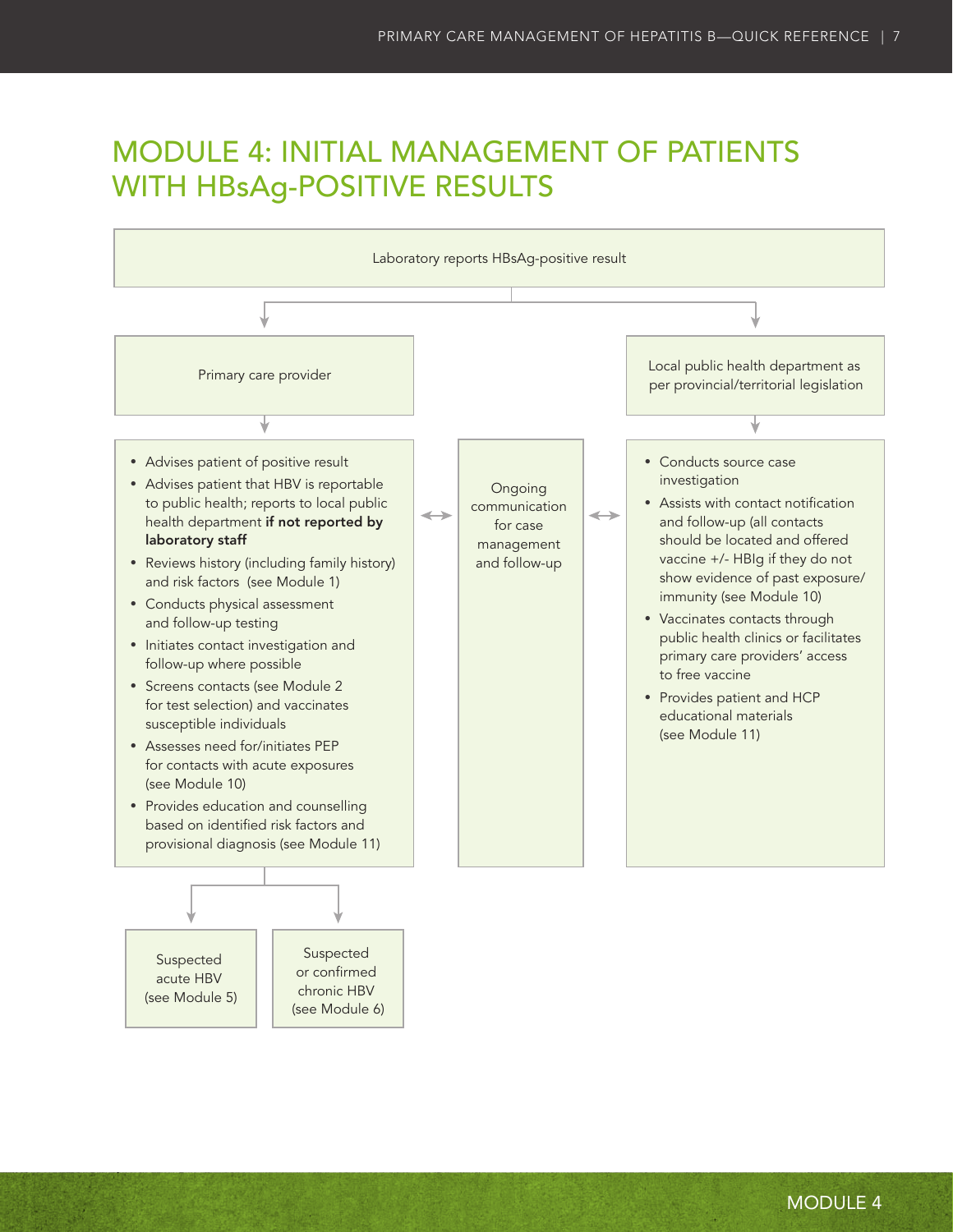# MODULE 4: INITIAL MANAGEMENT OF PATIENTS WITH HBsAg-POSITIVE RESULTS

Laboratory reports HBsAg-positive result

**Primary care provider**

- Advises patient of positive result
- Advises patient that HBV is reportable to public health; reports to local public health department **if not reported by laboratory staff**
- Reviews history (including family history) and risk factors (see Module 1)
- Conducts physical assessment and follow-up testing
- Initiates contact investigation and follow-up where possible
- Screens contacts (see Module 2 for test selection) and vaccinates susceptible individuals
- Assesses need for/initiates PEP for contacts with acute exposures (see Module 10)
- Provides education and counselling based on identified risk factors and provisional diagnosis (see Module 11)

→ Suspected acute HBV (see Module 5)

→ Suspected or confirmed chronic HBV (see Module 6)

**Ongoing communication for case management and follow-up** (between primary care provider and local public health department)

**Local public health department as per provincial/territorial legislation**

- Conducts source case investigation
- Assists with contact notification and follow-up (all contacts should be located and offered vaccine +/- HBIg if they do not show evidence of past exposure/ immunity (see Module 10)
- Vaccinates contacts through public health clinics or facilitates primary care providers' access to free vaccine
- Provides patient and HCP educational materials (see Module 11)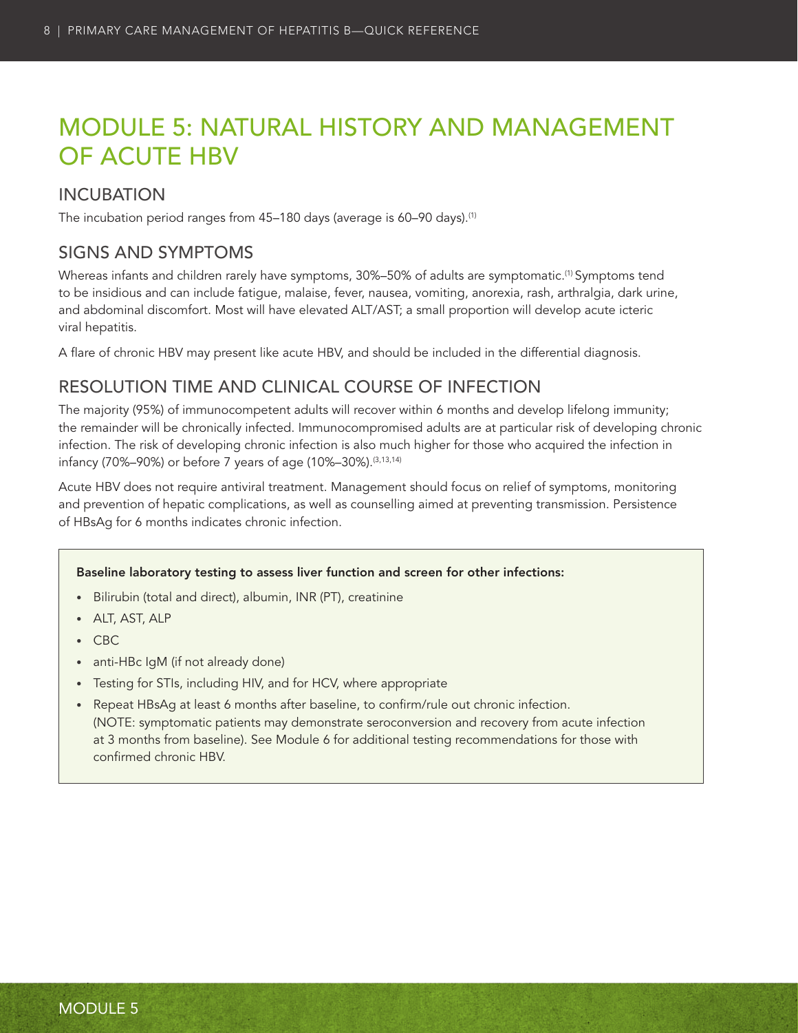# MODULE 5: NATURAL HISTORY AND MANAGEMENT OF ACUTE HBV

## INCUBATION

The incubation period ranges from 45–180 days (average is 60–90 days).[1]

## SIGNS AND SYMPTOMS

Whereas infants and children rarely have symptoms, 30%–50% of adults are symptomatic.[1] Symptoms tend to be insidious and can include fatigue, malaise, fever, nausea, vomiting, anorexia, rash, arthralgia, dark urine, and abdominal discomfort. Most will have elevated ALT/AST; a small proportion will develop acute icteric viral hepatitis.

A flare of chronic HBV may present like acute HBV, and should be included in the differential diagnosis.

## RESOLUTION TIME AND CLINICAL COURSE OF INFECTION

The majority (95%) of immunocompetent adults will recover within 6 months and develop lifelong immunity; the remainder will be chronically infected. Immunocompromised adults are at particular risk of developing chronic infection. The risk of developing chronic infection is also much higher for those who acquired the infection in infancy (70%–90%) or before 7 years of age (10%–30%).[3,13,14]

Acute HBV does not require antiviral treatment. Management should focus on relief of symptoms, monitoring and prevention of hepatic complications, as well as counselling aimed at preventing transmission. Persistence of HBsAg for 6 months indicates chronic infection.

**Baseline laboratory testing to assess liver function and screen for other infections:**

- Bilirubin (total and direct), albumin, INR (PT), creatinine
- ALT, AST, ALP
- CBC
- anti-HBc IgM (if not already done)
- Testing for STIs, including HIV, and for HCV, where appropriate
- Repeat HBsAg at least 6 months after baseline, to confirm/rule out chronic infection. (NOTE: symptomatic patients may demonstrate seroconversion and recovery from acute infection at 3 months from baseline). See Module 6 for additional testing recommendations for those with confirmed chronic HBV.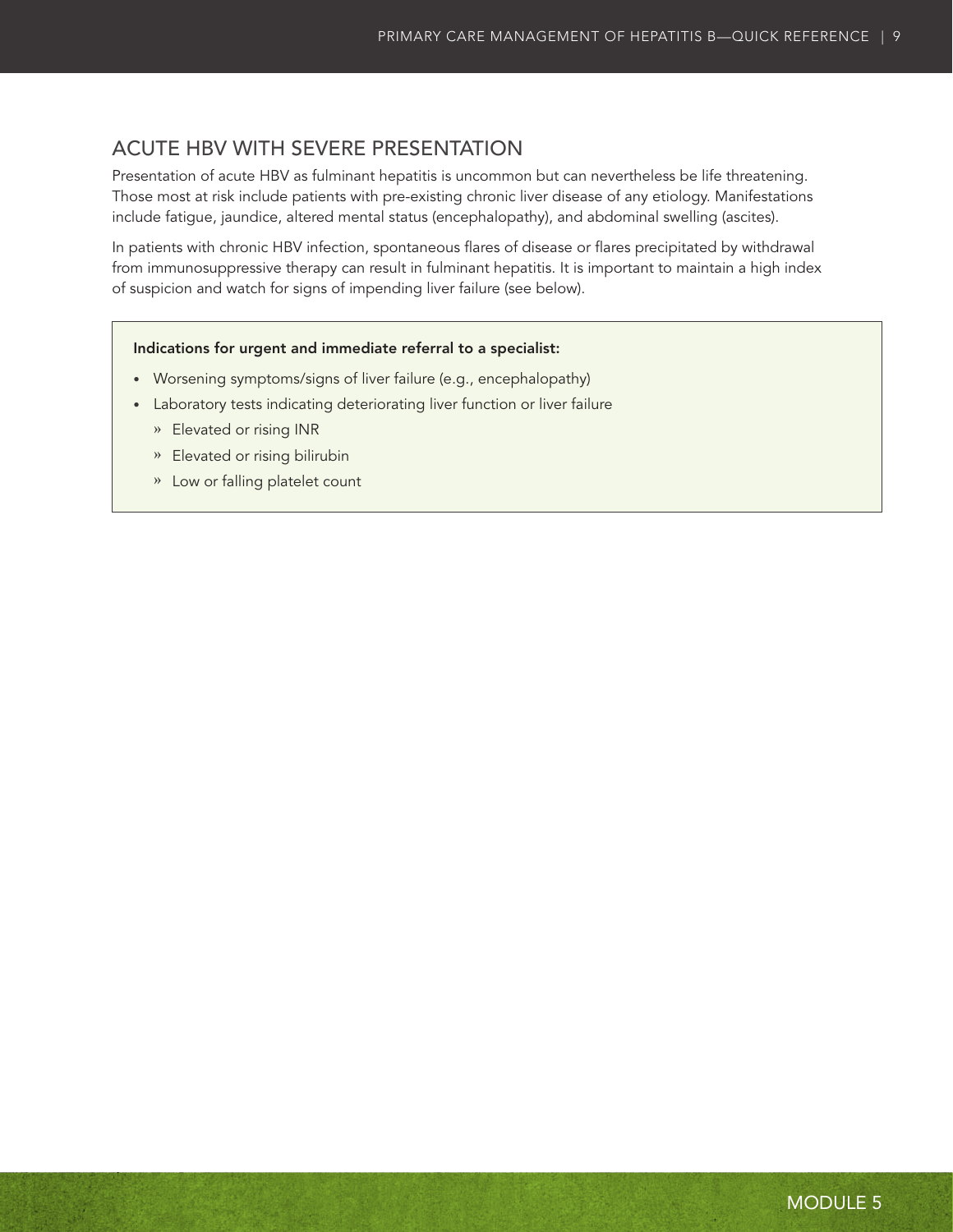## ACUTE HBV WITH SEVERE PRESENTATION

Presentation of acute HBV as fulminant hepatitis is uncommon but can nevertheless be life threatening. Those most at risk include patients with pre-existing chronic liver disease of any etiology. Manifestations include fatigue, jaundice, altered mental status (encephalopathy), and abdominal swelling (ascites).

In patients with chronic HBV infection, spontaneous flares of disease or flares precipitated by withdrawal from immunosuppressive therapy can result in fulminant hepatitis. It is important to maintain a high index of suspicion and watch for signs of impending liver failure (see below).

**Indications for urgent and immediate referral to a specialist:**

- Worsening symptoms/signs of liver failure (e.g., encephalopathy)
- Laboratory tests indicating deteriorating liver function or liver failure
  - Elevated or rising INR
  - Elevated or rising bilirubin
  - Low or falling platelet count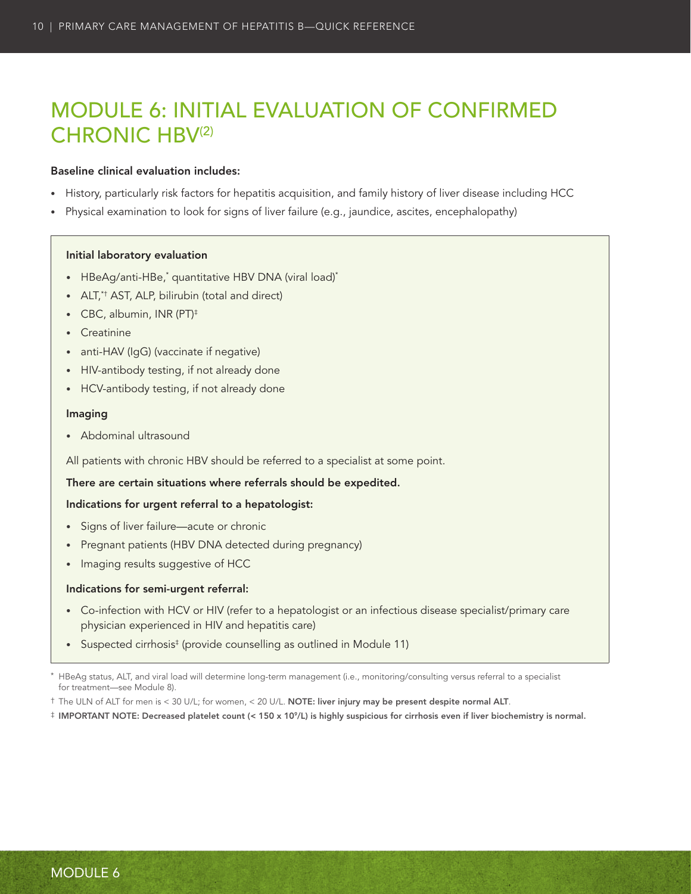# MODULE 6: INITIAL EVALUATION OF CONFIRMED CHRONIC HBV[2]

**Baseline clinical evaluation includes:**

- History, particularly risk factors for hepatitis acquisition, and family history of liver disease including HCC
- Physical examination to look for signs of liver failure (e.g., jaundice, ascites, encephalopathy)

**Initial laboratory evaluation**

- HBeAg/anti-HBe,* quantitative HBV DNA (viral load)*
- ALT,*† AST, ALP, bilirubin (total and direct)
- CBC, albumin, INR (PT)‡
- Creatinine
- anti-HAV (IgG) (vaccinate if negative)
- HIV-antibody testing, if not already done
- HCV-antibody testing, if not already done

**Imaging**

- Abdominal ultrasound

All patients with chronic HBV should be referred to a specialist at some point.

**There are certain situations where referrals should be expedited.**

**Indications for urgent referral to a hepatologist:**

- Signs of liver failure—acute or chronic
- Pregnant patients (HBV DNA detected during pregnancy)
- Imaging results suggestive of HCC

**Indications for semi-urgent referral:**

- Co-infection with HCV or HIV (refer to a hepatologist or an infectious disease specialist/primary care physician experienced in HIV and hepatitis care)
- Suspected cirrhosis‡ (provide counselling as outlined in Module 11)

\* HBeAg status, ALT, and viral load will determine long-term management (i.e., monitoring/consulting versus referral to a specialist for treatment—see Module 8).

† The ULN of ALT for men is < 30 U/L; for women, < 20 U/L. **NOTE: liver injury may be present despite normal ALT**.

‡ **IMPORTANT NOTE: Decreased platelet count (< 150 x $10^9$/L) is highly suspicious for cirrhosis even if liver biochemistry is normal.**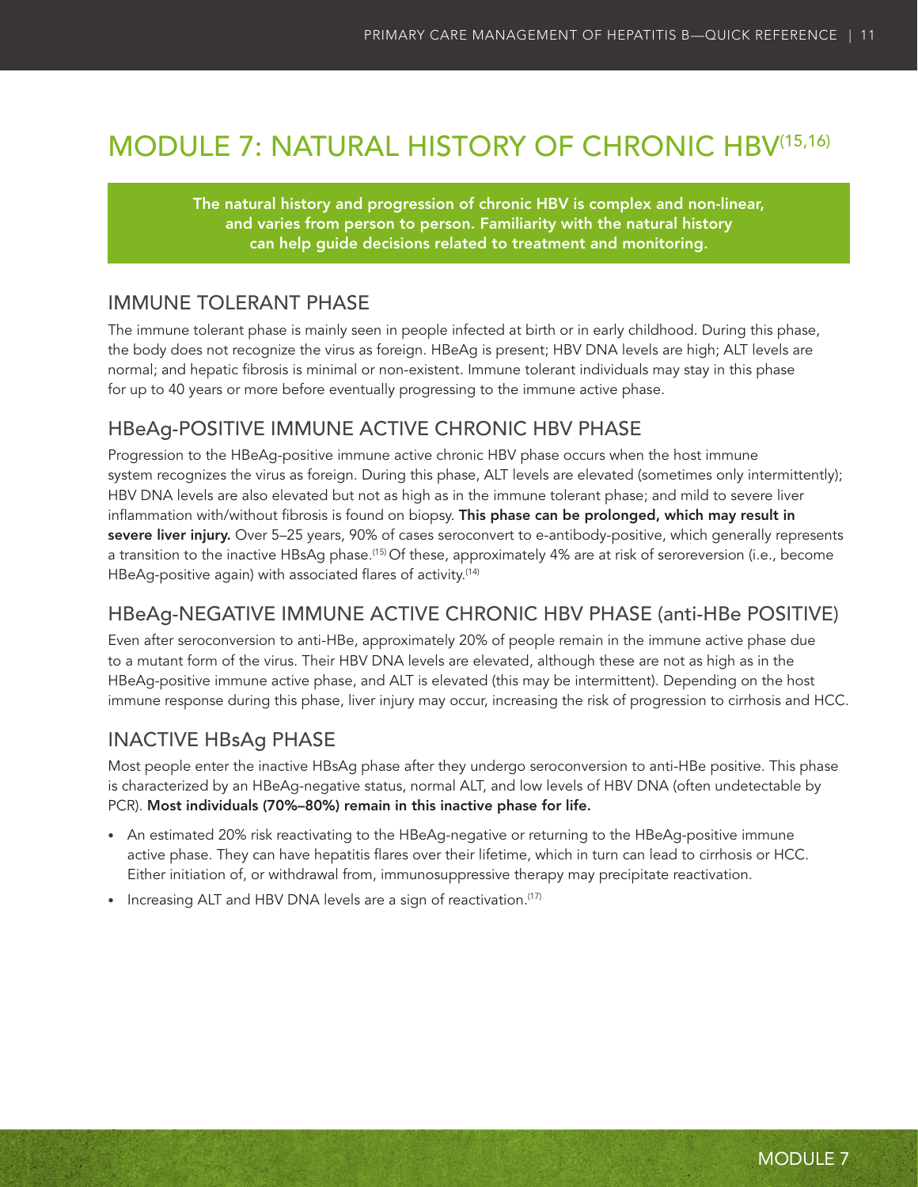# MODULE 7: NATURAL HISTORY OF CHRONIC HBV[15,16]

**The natural history and progression of chronic HBV is complex and non-linear, and varies from person to person. Familiarity with the natural history can help guide decisions related to treatment and monitoring.**

## IMMUNE TOLERANT PHASE

The immune tolerant phase is mainly seen in people infected at birth or in early childhood. During this phase, the body does not recognize the virus as foreign. HBeAg is present; HBV DNA levels are high; ALT levels are normal; and hepatic fibrosis is minimal or non-existent. Immune tolerant individuals may stay in this phase for up to 40 years or more before eventually progressing to the immune active phase.

## HBeAg-POSITIVE IMMUNE ACTIVE CHRONIC HBV PHASE

Progression to the HBeAg-positive immune active chronic HBV phase occurs when the host immune system recognizes the virus as foreign. During this phase, ALT levels are elevated (sometimes only intermittently); HBV DNA levels are also elevated but not as high as in the immune tolerant phase; and mild to severe liver inflammation with/without fibrosis is found on biopsy. **This phase can be prolonged, which may result in severe liver injury.** Over 5–25 years, 90% of cases seroconvert to e-antibody-positive, which generally represents a transition to the inactive HBsAg phase.[15] Of these, approximately 4% are at risk of seroreversion (i.e., become HBeAg-positive again) with associated flares of activity.[14]

## HBeAg-NEGATIVE IMMUNE ACTIVE CHRONIC HBV PHASE (anti-HBe POSITIVE)

Even after seroconversion to anti-HBe, approximately 20% of people remain in the immune active phase due to a mutant form of the virus. Their HBV DNA levels are elevated, although these are not as high as in the HBeAg-positive immune active phase, and ALT is elevated (this may be intermittent). Depending on the host immune response during this phase, liver injury may occur, increasing the risk of progression to cirrhosis and HCC.

## INACTIVE HBsAg PHASE

Most people enter the inactive HBsAg phase after they undergo seroconversion to anti-HBe positive. This phase is characterized by an HBeAg-negative status, normal ALT, and low levels of HBV DNA (often undetectable by PCR). **Most individuals (70%–80%) remain in this inactive phase for life.**

- An estimated 20% risk reactivating to the HBeAg-negative or returning to the HBeAg-positive immune active phase. They can have hepatitis flares over their lifetime, which in turn can lead to cirrhosis or HCC. Either initiation of, or withdrawal from, immunosuppressive therapy may precipitate reactivation.
- Increasing ALT and HBV DNA levels are a sign of reactivation.[17]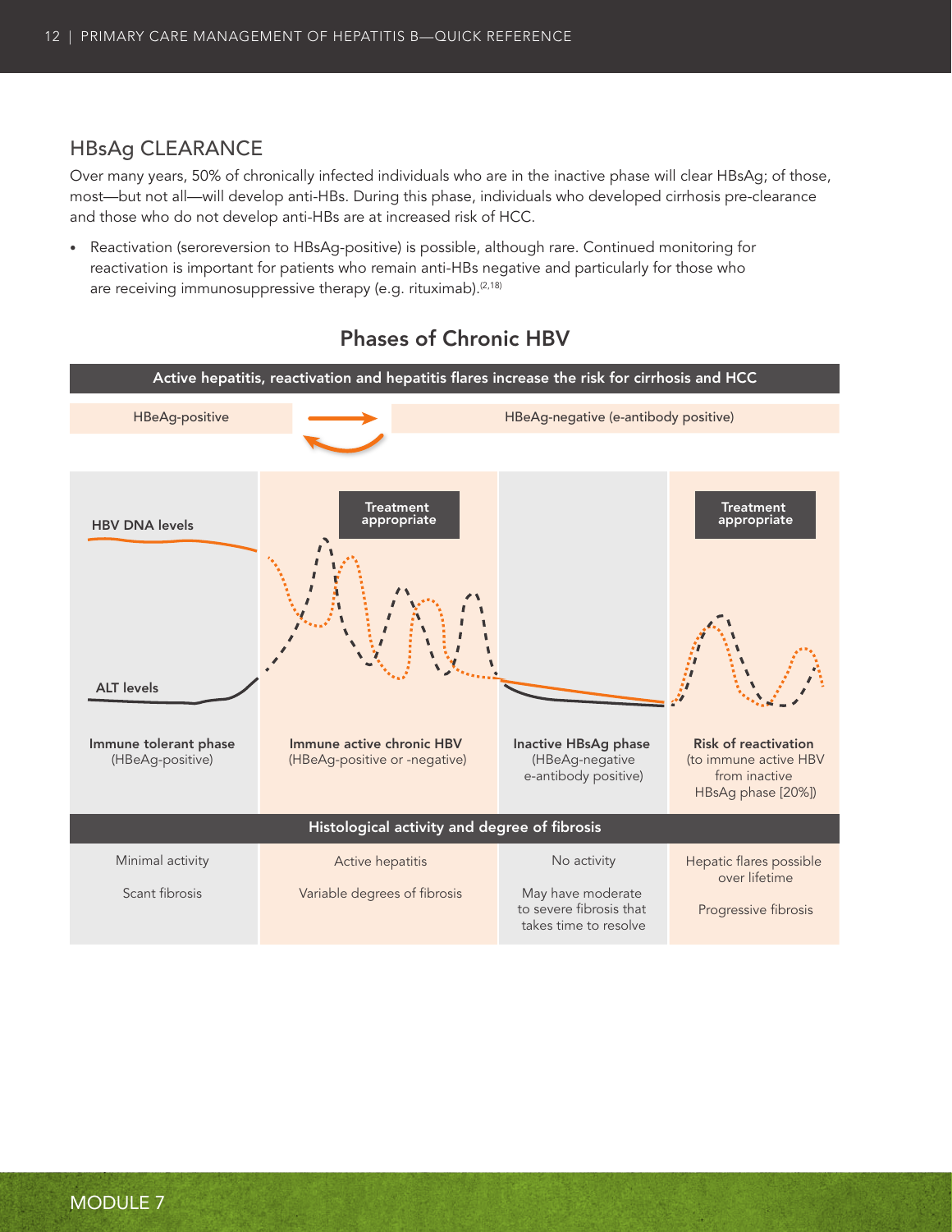## HBsAg CLEARANCE

Over many years, 50% of chronically infected individuals who are in the inactive phase will clear HBsAg; of those, most—but not all—will develop anti-HBs. During this phase, individuals who developed cirrhosis pre-clearance and those who do not develop anti-HBs are at increased risk of HCC.

- Reactivation (seroreversion to HBsAg-positive) is possible, although rare. Continued monitoring for reactivation is important for patients who remain anti-HBs negative and particularly for those who are receiving immunosuppressive therapy (e.g. rituximab).[2,18]

### Phases of Chronic HBV

**Active hepatitis, reactivation and hepatitis flares increase the risk for cirrhosis and HCC**

HBeAg-positive | HBeAg-negative (e-antibody positive)

HBV DNA levels

ALT levels

| **Immune tolerant phase** (HBeAg-positive) | **Immune active chronic HBV** (HBeAg-positive or -negative) — Treatment appropriate | **Inactive HBsAg phase** (HBeAg-negative e-antibody positive) | **Risk of reactivation** (to immune active HBV from inactive HBsAg phase [20%]) — Treatment appropriate |
|---|---|---|---|
| **Histological activity and degree of fibrosis** | | | |
| Minimal activity | Active hepatitis | No activity | Hepatic flares possible over lifetime |
| Scant fibrosis | Variable degrees of fibrosis | May have moderate to severe fibrosis that takes time to resolve | Progressive fibrosis |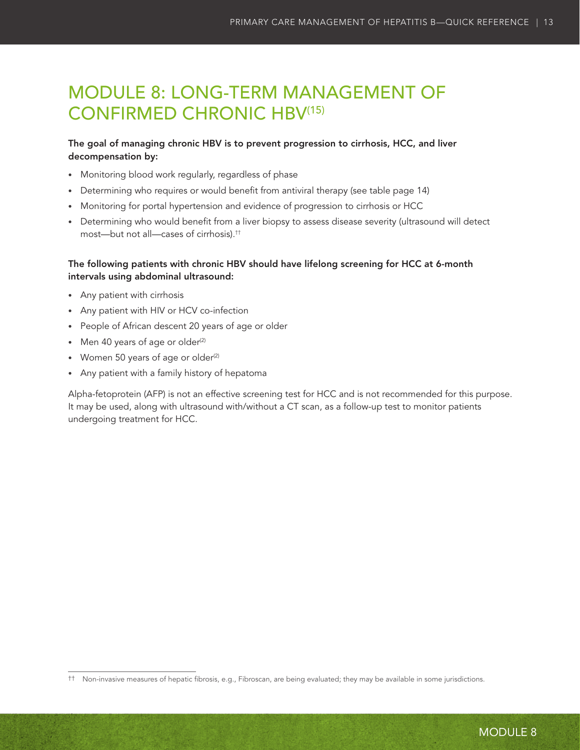# MODULE 8: LONG-TERM MANAGEMENT OF CONFIRMED CHRONIC HBV[15]

**The goal of managing chronic HBV is to prevent progression to cirrhosis, HCC, and liver decompensation by:**

- Monitoring blood work regularly, regardless of phase
- Determining who requires or would benefit from antiviral therapy (see table page 14)
- Monitoring for portal hypertension and evidence of progression to cirrhosis or HCC
- Determining who would benefit from a liver biopsy to assess disease severity (ultrasound will detect most—but not all—cases of cirrhosis).††

**The following patients with chronic HBV should have lifelong screening for HCC at 6-month intervals using abdominal ultrasound:**

- Any patient with cirrhosis
- Any patient with HIV or HCV co-infection
- People of African descent 20 years of age or older
- Men 40 years of age or older[2]
- Women 50 years of age or older[2]
- Any patient with a family history of hepatoma

Alpha-fetoprotein (AFP) is not an effective screening test for HCC and is not recommended for this purpose. It may be used, along with ultrasound with/without a CT scan, as a follow-up test to monitor patients undergoing treatment for HCC.

†† Non-invasive measures of hepatic fibrosis, e.g., Fibroscan, are being evaluated; they may be available in some jurisdictions.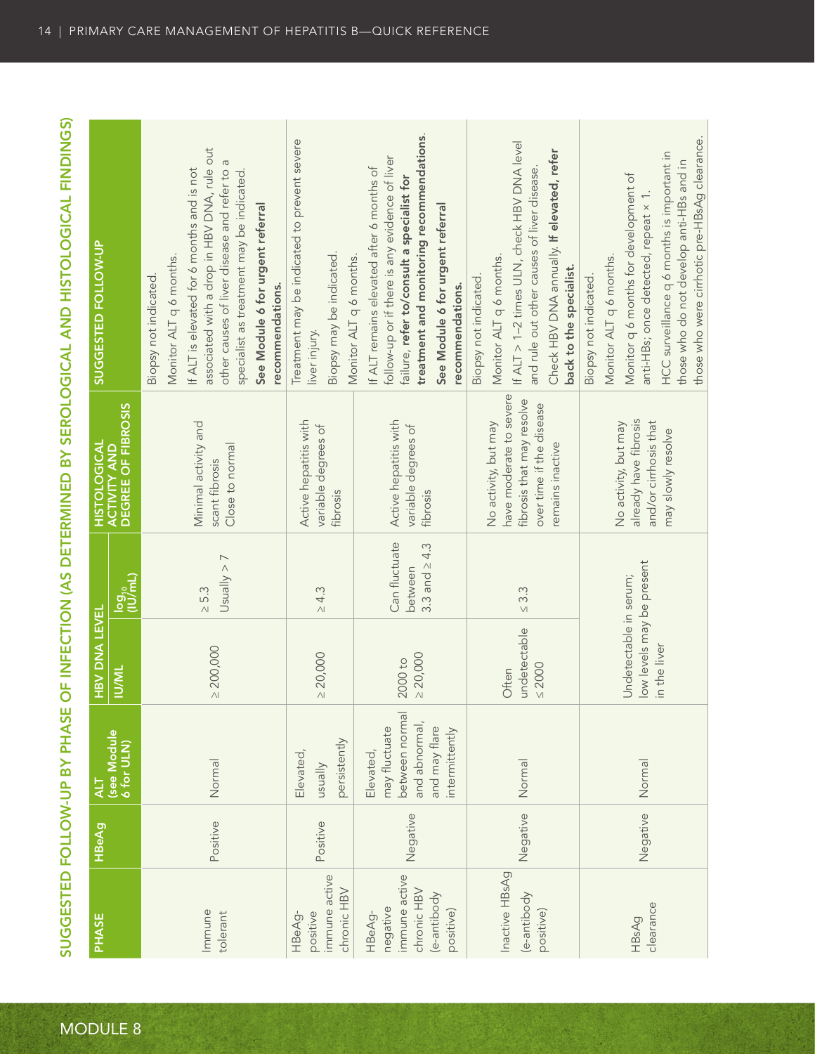## SUGGESTED FOLLOW-UP BY PHASE OF INFECTION (AS DETERMINED BY SEROLOGICAL AND HISTOLOGICAL FINDINGS)

| PHASE | HBeAg | ALT (see Module 6 for ULN) | HBV DNA LEVEL IU/ML | HBV DNA LEVEL $\log_{10}$ (IU/mL) | HISTOLOGICAL ACTIVITY AND DEGREE OF FIBROSIS | SUGGESTED FOLLOW-UP |
|---|---|---|---|---|---|---|
| Immune tolerant | Positive | Normal | ≥ 200,000 | ≥ 5.3<br>Usually > 7 | Minimal activity and scant fibrosis<br>Close to normal | Biopsy not indicated.<br>Monitor ALT q 6 months.<br>If ALT is elevated for 6 months and is not associated with a drop in HBV DNA, rule out other causes of liver disease and refer to a specialist as treatment may be indicated.<br>**See Module 6 for urgent referral recommendations.** |
| HBeAg-positive immune active chronic HBV | Positive | Elevated, usually persistently | ≥ 20,000 | ≥ 4.3 | Active hepatitis with variable degrees of fibrosis | Treatment may be indicated to prevent severe liver injury.<br>Biopsy may be indicated.<br>Monitor ALT q 6 months.<br>If ALT remains elevated after 6 months of follow-up or if there is any evidence of liver failure, **refer to/consult a specialist for treatment and monitoring recommendations.**<br>**See Module 6 for urgent referral recommendations.** |
| HBeAg-negative immune active chronic HBV (e-antibody positive) | Negative | Elevated, may fluctuate between normal and abnormal, and may flare intermittently | 2000 to ≥ 20,000 | Can fluctuate between 3.3 and ≥ 4.3 | Active hepatitis with variable degrees of fibrosis | |
| Inactive HBsAg (e-antibody positive) | Negative | Normal | Often undetectable ≤ 2000 | ≤ 3.3 | No activity, but may have moderate to severe fibrosis that may resolve over time if the disease remains inactive | Biopsy not indicated.<br>Monitor ALT q 6 months.<br>If ALT > 1–2 times ULN, check HBV DNA level and rule out other causes of liver disease.<br>Check HBV DNA annually. **If elevated, refer back to the specialist.** |
| HBsAg clearance | Negative | Normal | Undetectable in serum; low levels may be present in the liver | | No activity, but may already have fibrosis and/or cirrhosis that may slowly resolve | Biopsy not indicated.<br>Monitor ALT q 6 months.<br>Monitor q 6 months for development of anti-HBs; once detected, repeat × 1.<br>HCC surveillance q 6 months is important in those who do not develop anti-HBs and in those who were cirrhotic pre-HBsAg clearance. |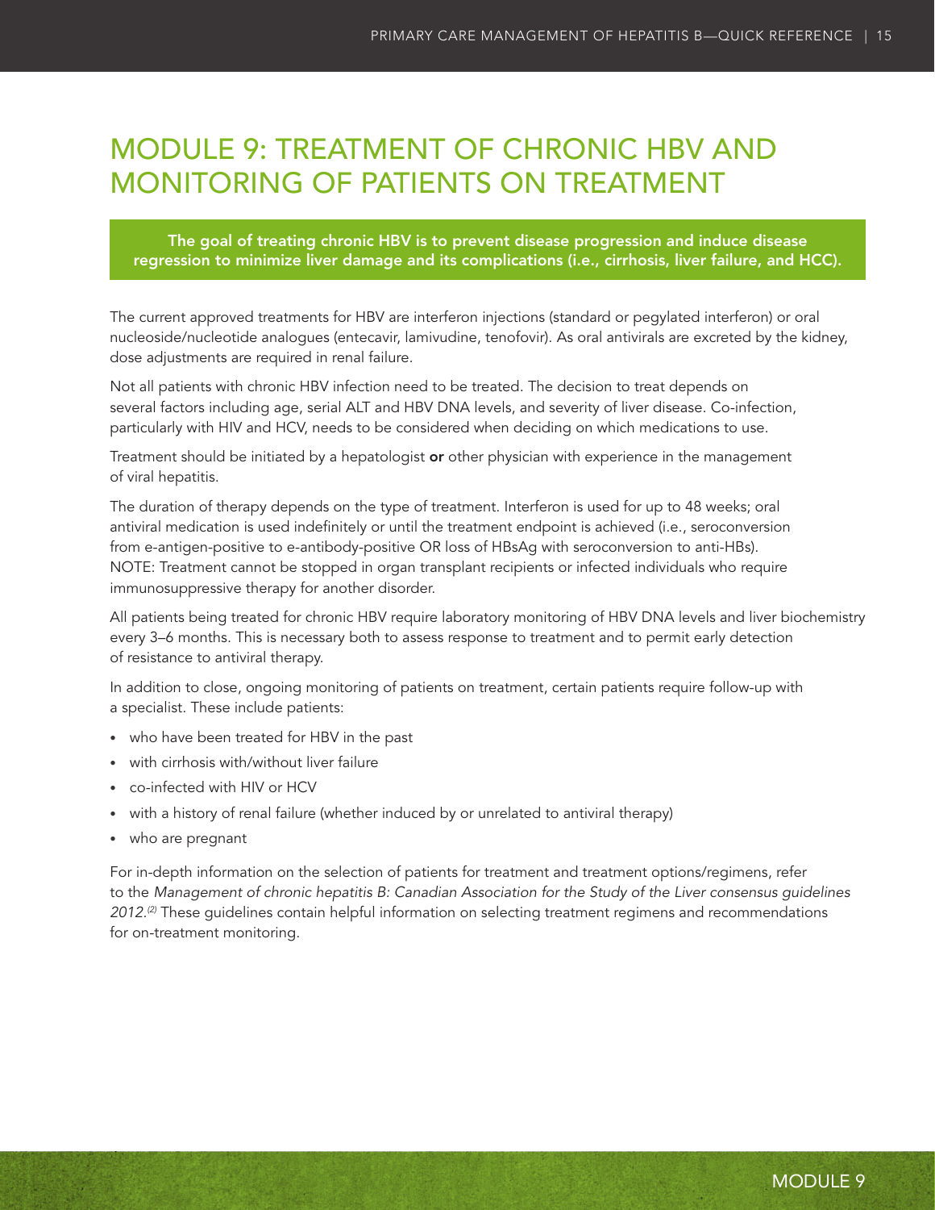# MODULE 9: TREATMENT OF CHRONIC HBV AND MONITORING OF PATIENTS ON TREATMENT

**The goal of treating chronic HBV is to prevent disease progression and induce disease regression to minimize liver damage and its complications (i.e., cirrhosis, liver failure, and HCC).**

The current approved treatments for HBV are interferon injections (standard or pegylated interferon) or oral nucleoside/nucleotide analogues (entecavir, lamivudine, tenofovir). As oral antivirals are excreted by the kidney, dose adjustments are required in renal failure.

Not all patients with chronic HBV infection need to be treated. The decision to treat depends on several factors including age, serial ALT and HBV DNA levels, and severity of liver disease. Co-infection, particularly with HIV and HCV, needs to be considered when deciding on which medications to use.

Treatment should be initiated by a hepatologist **or** other physician with experience in the management of viral hepatitis.

The duration of therapy depends on the type of treatment. Interferon is used for up to 48 weeks; oral antiviral medication is used indefinitely or until the treatment endpoint is achieved (i.e., seroconversion from e-antigen-positive to e-antibody-positive OR loss of HBsAg with seroconversion to anti-HBs). NOTE: Treatment cannot be stopped in organ transplant recipients or infected individuals who require immunosuppressive therapy for another disorder.

All patients being treated for chronic HBV require laboratory monitoring of HBV DNA levels and liver biochemistry every 3–6 months. This is necessary both to assess response to treatment and to permit early detection of resistance to antiviral therapy.

In addition to close, ongoing monitoring of patients on treatment, certain patients require follow-up with a specialist. These include patients:

- who have been treated for HBV in the past
- with cirrhosis with/without liver failure
- co-infected with HIV or HCV
- with a history of renal failure (whether induced by or unrelated to antiviral therapy)
- who are pregnant

For in-depth information on the selection of patients for treatment and treatment options/regimens, refer to the *Management of chronic hepatitis B: Canadian Association for the Study of the Liver consensus guidelines 2012.*[2] These guidelines contain helpful information on selecting treatment regimens and recommendations for on-treatment monitoring.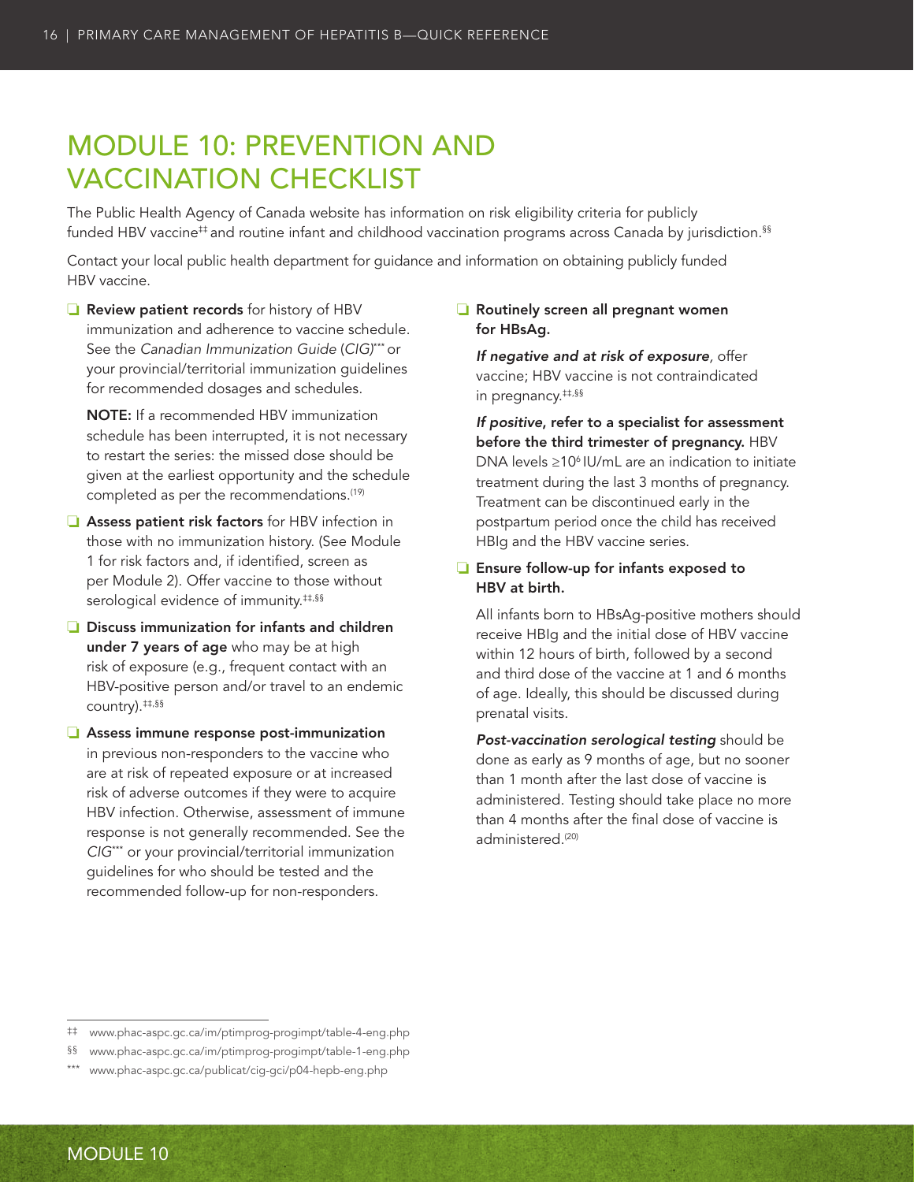# MODULE 10: PREVENTION AND VACCINATION CHECKLIST

The Public Health Agency of Canada website has information on risk eligibility criteria for publicly funded HBV vaccine[‡‡] and routine infant and childhood vaccination programs across Canada by jurisdiction.[§§]

Contact your local public health department for guidance and information on obtaining publicly funded HBV vaccine.

- ❑ **Review patient records** for history of HBV immunization and adherence to vaccine schedule. See the *Canadian Immunization Guide* (*CIG*)[***] or your provincial/territorial immunization guidelines for recommended dosages and schedules.

  **NOTE:** If a recommended HBV immunization schedule has been interrupted, it is not necessary to restart the series: the missed dose should be given at the earliest opportunity and the schedule completed as per the recommendations.[19]

- ❑ **Assess patient risk factors** for HBV infection in those with no immunization history. (See Module 1 for risk factors and, if identified, screen as per Module 2). Offer vaccine to those without serological evidence of immunity.[‡‡,§§]

- ❑ **Discuss immunization for infants and children under 7 years of age** who may be at high risk of exposure (e.g., frequent contact with an HBV-positive person and/or travel to an endemic country).[‡‡,§§]

- ❑ **Assess immune response post-immunization** in previous non-responders to the vaccine who are at risk of repeated exposure or at increased risk of adverse outcomes if they were to acquire HBV infection. Otherwise, assessment of immune response is not generally recommended. See the *CIG*[***] or your provincial/territorial immunization guidelines for who should be tested and the recommended follow-up for non-responders.

- ❑ **Routinely screen all pregnant women for HBsAg.**

  ***If negative and at risk of exposure***, offer vaccine; HBV vaccine is not contraindicated in pregnancy.[‡‡,§§]

  ***If positive*, refer to a specialist for assessment before the third trimester of pregnancy.** HBV DNA levels ≥$10^6$ IU/mL are an indication to initiate treatment during the last 3 months of pregnancy. Treatment can be discontinued early in the postpartum period once the child has received HBIg and the HBV vaccine series.

- ❑ **Ensure follow-up for infants exposed to HBV at birth.**

  All infants born to HBsAg-positive mothers should receive HBIg and the initial dose of HBV vaccine within 12 hours of birth, followed by a second and third dose of the vaccine at 1 and 6 months of age. Ideally, this should be discussed during prenatal visits.

  ***Post-vaccination serological testing*** should be done as early as 9 months of age, but no sooner than 1 month after the last dose of vaccine is administered. Testing should take place no more than 4 months after the final dose of vaccine is administered.[20]

---

‡‡ www.phac-aspc.gc.ca/im/ptimprog-progimpt/table-4-eng.php

§§ www.phac-aspc.gc.ca/im/ptimprog-progimpt/table-1-eng.php

*** www.phac-aspc.gc.ca/publicat/cig-gci/p04-hepb-eng.php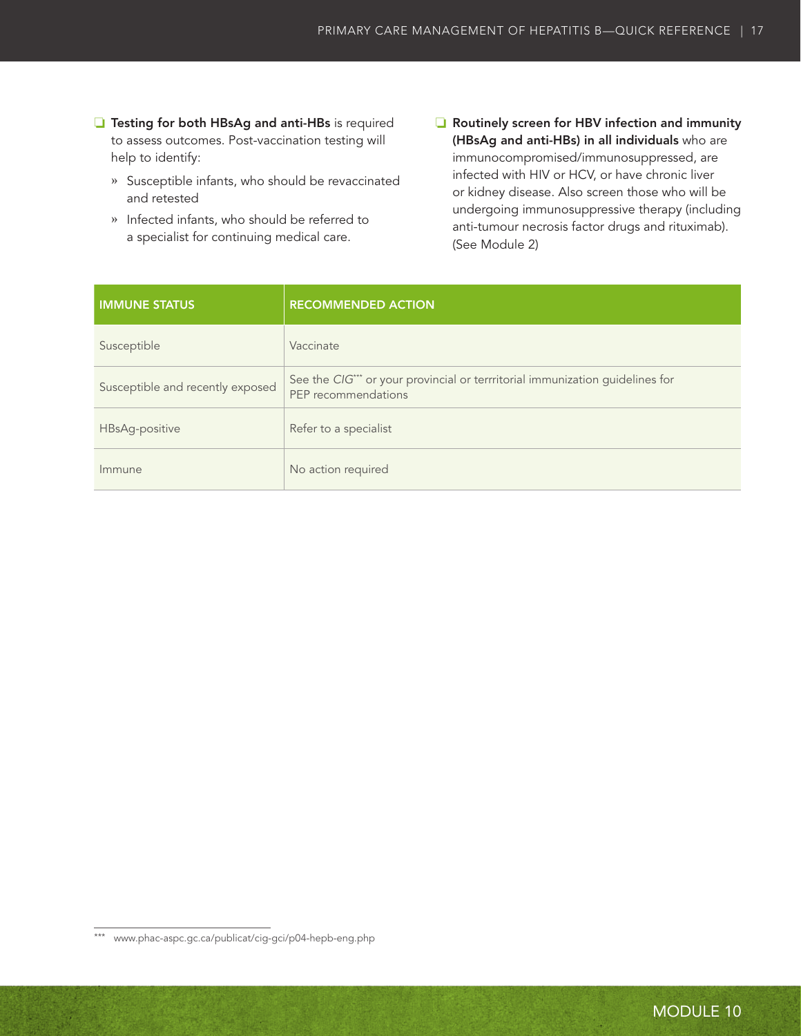- **Testing for both HBsAg and anti-HBs** is required to assess outcomes. Post-vaccination testing will help to identify:
    - Susceptible infants, who should be revaccinated and retested
    - Infected infants, who should be referred to a specialist for continuing medical care.

- **Routinely screen for HBV infection and immunity (HBsAg and anti-HBs) in all individuals** who are immunocompromised/immunosuppressed, are infected with HIV or HCV, or have chronic liver or kidney disease. Also screen those who will be undergoing immunosuppressive therapy (including anti-tumour necrosis factor drugs and rituximab). (See Module 2)

| IMMUNE STATUS | RECOMMENDED ACTION |
| --- | --- |
| Susceptible | Vaccinate |
| Susceptible and recently exposed | See the *CIG****** or your provincial or terrritorial immunization guidelines for PEP recommendations |
| HBsAg-positive | Refer to a specialist |
| Immune | No action required |

*** www.phac-aspc.gc.ca/publicat/cig-gci/p04-hepb-eng.php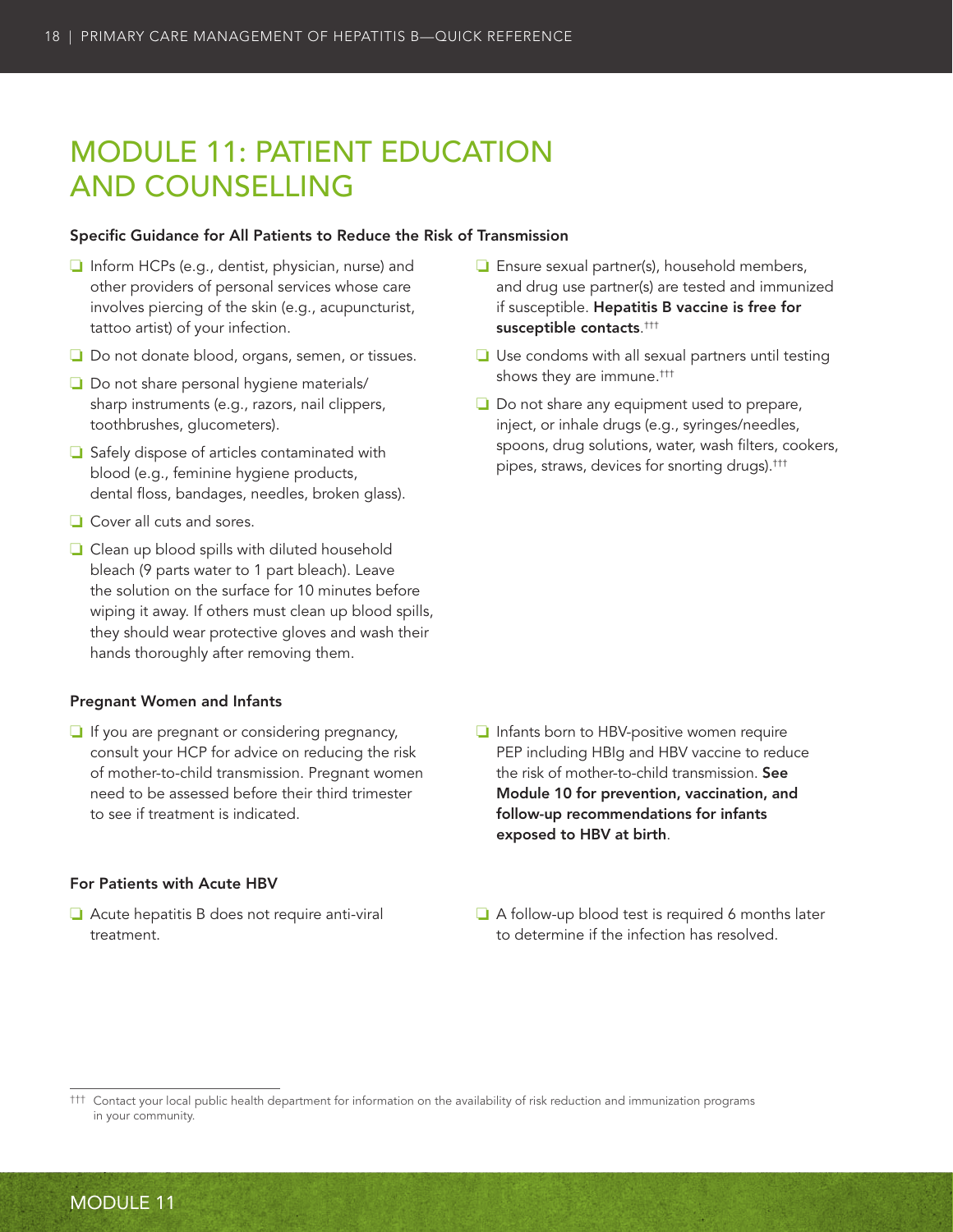# MODULE 11: PATIENT EDUCATION AND COUNSELLING

### Specific Guidance for All Patients to Reduce the Risk of Transmission

- ❑ Inform HCPs (e.g., dentist, physician, nurse) and other providers of personal services whose care involves piercing of the skin (e.g., acupuncturist, tattoo artist) of your infection.
- ❑ Do not donate blood, organs, semen, or tissues.
- ❑ Do not share personal hygiene materials/ sharp instruments (e.g., razors, nail clippers, toothbrushes, glucometers).
- ❑ Safely dispose of articles contaminated with blood (e.g., feminine hygiene products, dental floss, bandages, needles, broken glass).
- ❑ Cover all cuts and sores.
- ❑ Clean up blood spills with diluted household bleach (9 parts water to 1 part bleach). Leave the solution on the surface for 10 minutes before wiping it away. If others must clean up blood spills, they should wear protective gloves and wash their hands thoroughly after removing them.
- ❑ Ensure sexual partner(s), household members, and drug use partner(s) are tested and immunized if susceptible. **Hepatitis B vaccine is free for susceptible contacts**.[†††]
- ❑ Use condoms with all sexual partners until testing shows they are immune.[†††]
- ❑ Do not share any equipment used to prepare, inject, or inhale drugs (e.g., syringes/needles, spoons, drug solutions, water, wash filters, cookers, pipes, straws, devices for snorting drugs).[†††]

### Pregnant Women and Infants

- ❑ If you are pregnant or considering pregnancy, consult your HCP for advice on reducing the risk of mother-to-child transmission. Pregnant women need to be assessed before their third trimester to see if treatment is indicated.
- ❑ Infants born to HBV-positive women require PEP including HBIg and HBV vaccine to reduce the risk of mother-to-child transmission. **See Module 10 for prevention, vaccination, and follow-up recommendations for infants exposed to HBV at birth**.

### For Patients with Acute HBV

- ❑ Acute hepatitis B does not require anti-viral treatment.
- ❑ A follow-up blood test is required 6 months later to determine if the infection has resolved.

[†††] Contact your local public health department for information on the availability of risk reduction and immunization programs in your community.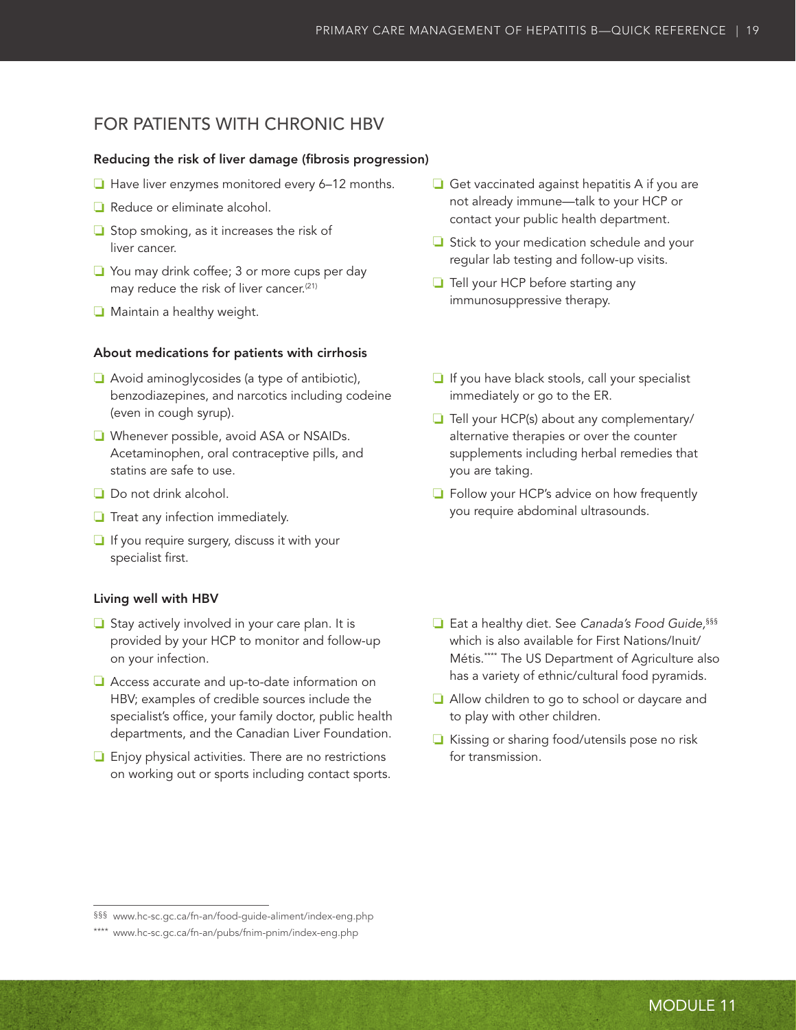## FOR PATIENTS WITH CHRONIC HBV

### Reducing the risk of liver damage (fibrosis progression)

- Have liver enzymes monitored every 6–12 months.
- Reduce or eliminate alcohol.
- Stop smoking, as it increases the risk of liver cancer.
- You may drink coffee; 3 or more cups per day may reduce the risk of liver cancer.[21]
- Maintain a healthy weight.
- Get vaccinated against hepatitis A if you are not already immune—talk to your HCP or contact your public health department.
- Stick to your medication schedule and your regular lab testing and follow-up visits.
- Tell your HCP before starting any immunosuppressive therapy.

### About medications for patients with cirrhosis

- Avoid aminoglycosides (a type of antibiotic), benzodiazepines, and narcotics including codeine (even in cough syrup).
- Whenever possible, avoid ASA or NSAIDs. Acetaminophen, oral contraceptive pills, and statins are safe to use.
- Do not drink alcohol.
- Treat any infection immediately.
- If you require surgery, discuss it with your specialist first.
- If you have black stools, call your specialist immediately or go to the ER.
- Tell your HCP(s) about any complementary/alternative therapies or over the counter supplements including herbal remedies that you are taking.
- Follow your HCP's advice on how frequently you require abdominal ultrasounds.

### Living well with HBV

- Stay actively involved in your care plan. It is provided by your HCP to monitor and follow-up on your infection.
- Access accurate and up-to-date information on HBV; examples of credible sources include the specialist's office, your family doctor, public health departments, and the Canadian Liver Foundation.
- Enjoy physical activities. There are no restrictions on working out or sports including contact sports.
- Eat a healthy diet. See *Canada's Food Guide*,[§§§] which is also available for First Nations/Inuit/Métis.[****] The US Department of Agriculture also has a variety of ethnic/cultural food pyramids.
- Allow children to go to school or daycare and to play with other children.
- Kissing or sharing food/utensils pose no risk for transmission.

---

§§§ www.hc-sc.gc.ca/fn-an/food-guide-aliment/index-eng.php

**** www.hc-sc.gc.ca/fn-an/pubs/fnim-pnim/index-eng.php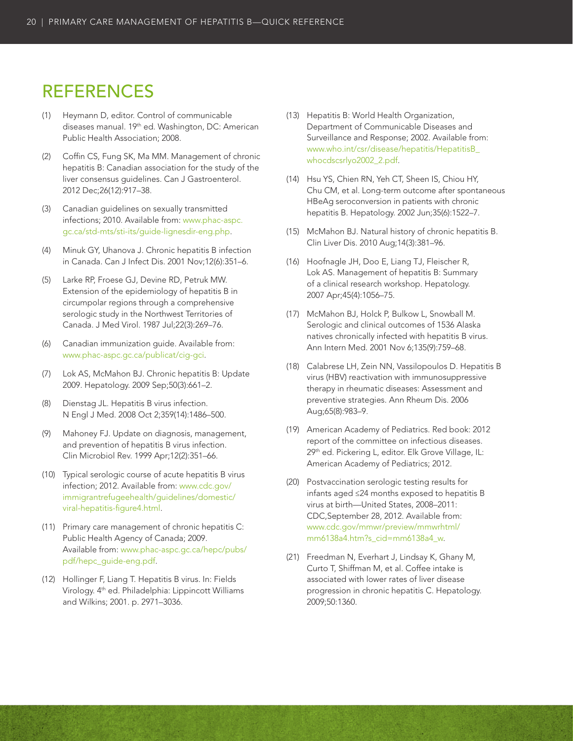# REFERENCES

(1) Heymann D, editor. Control of communicable diseases manual. 19th ed. Washington, DC: American Public Health Association; 2008.

(2) Coffin CS, Fung SK, Ma MM. Management of chronic hepatitis B: Canadian association for the study of the liver consensus guidelines. Can J Gastroenterol. 2012 Dec;26(12):917–38.

(3) Canadian guidelines on sexually transmitted infections; 2010. Available from: www.phac-aspc.gc.ca/std-mts/sti-its/guide-lignesdir-eng.php.

(4) Minuk GY, Uhanova J. Chronic hepatitis B infection in Canada. Can J Infect Dis. 2001 Nov;12(6):351–6.

(5) Larke RP, Froese GJ, Devine RD, Petruk MW. Extension of the epidemiology of hepatitis B in circumpolar regions through a comprehensive serologic study in the Northwest Territories of Canada. J Med Virol. 1987 Jul;22(3):269–76.

(6) Canadian immunization guide. Available from: www.phac-aspc.gc.ca/publicat/cig-gci.

(7) Lok AS, McMahon BJ. Chronic hepatitis B: Update 2009. Hepatology. 2009 Sep;50(3):661–2.

(8) Dienstag JL. Hepatitis B virus infection. N Engl J Med. 2008 Oct 2;359(14):1486–500.

(9) Mahoney FJ. Update on diagnosis, management, and prevention of hepatitis B virus infection. Clin Microbiol Rev. 1999 Apr;12(2):351–66.

(10) Typical serologic course of acute hepatitis B virus infection; 2012. Available from: www.cdc.gov/immigrantrefugeehealth/guidelines/domestic/viral-hepatitis-figure4.html.

(11) Primary care management of chronic hepatitis C: Public Health Agency of Canada; 2009. Available from: www.phac-aspc.gc.ca/hepc/pubs/pdf/hepc_guide-eng.pdf.

(12) Hollinger F, Liang T. Hepatitis B virus. In: Fields Virology. 4th ed. Philadelphia: Lippincott Williams and Wilkins; 2001. p. 2971–3036.

(13) Hepatitis B: World Health Organization, Department of Communicable Diseases and Surveillance and Response; 2002. Available from: www.who.int/csr/disease/hepatitis/HepatitisB_whocdscsrlyo2002_2.pdf.

(14) Hsu YS, Chien RN, Yeh CT, Sheen IS, Chiou HY, Chu CM, et al. Long-term outcome after spontaneous HBeAg seroconversion in patients with chronic hepatitis B. Hepatology. 2002 Jun;35(6):1522–7.

(15) McMahon BJ. Natural history of chronic hepatitis B. Clin Liver Dis. 2010 Aug;14(3):381–96.

(16) Hoofnagle JH, Doo E, Liang TJ, Fleischer R, Lok AS. Management of hepatitis B: Summary of a clinical research workshop. Hepatology. 2007 Apr;45(4):1056–75.

(17) McMahon BJ, Holck P, Bulkow L, Snowball M. Serologic and clinical outcomes of 1536 Alaska natives chronically infected with hepatitis B virus. Ann Intern Med. 2001 Nov 6;135(9):759–68.

(18) Calabrese LH, Zein NN, Vassilopoulos D. Hepatitis B virus (HBV) reactivation with immunosuppressive therapy in rheumatic diseases: Assessment and preventive strategies. Ann Rheum Dis. 2006 Aug;65(8):983–9.

(19) American Academy of Pediatrics. Red book: 2012 report of the committee on infectious diseases. 29th ed. Pickering L, editor. Elk Grove Village, IL: American Academy of Pediatrics; 2012.

(20) Postvaccination serologic testing results for infants aged ≤24 months exposed to hepatitis B virus at birth—United States, 2008–2011: CDC,September 28, 2012. Available from: www.cdc.gov/mmwr/preview/mmwrhtml/mm6138a4.htm?s_cid=mm6138a4_w.

(21) Freedman N, Everhart J, Lindsay K, Ghany M, Curto T, Shiffman M, et al. Coffee intake is associated with lower rates of liver disease progression in chronic hepatitis C. Hepatology. 2009;50:1360.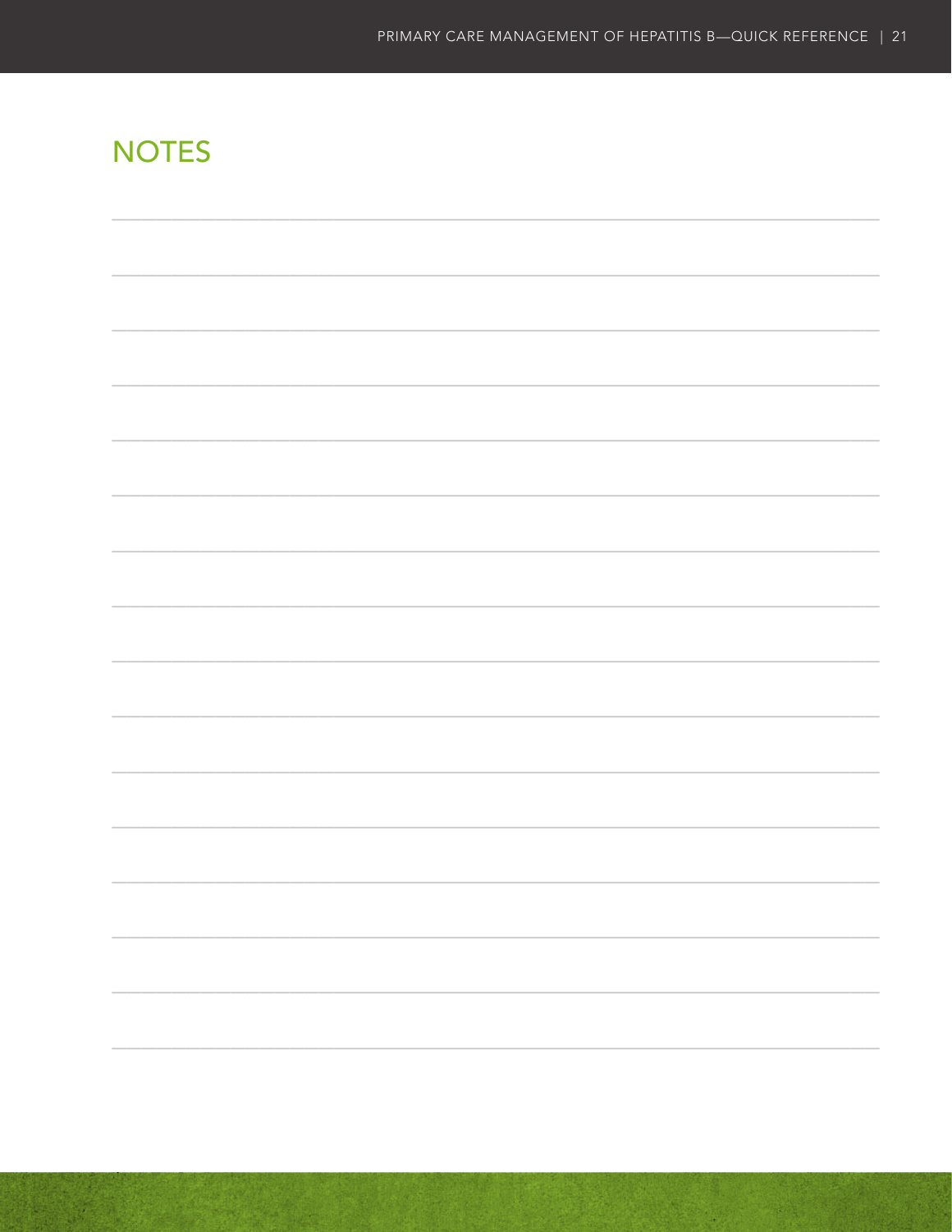## NOTES